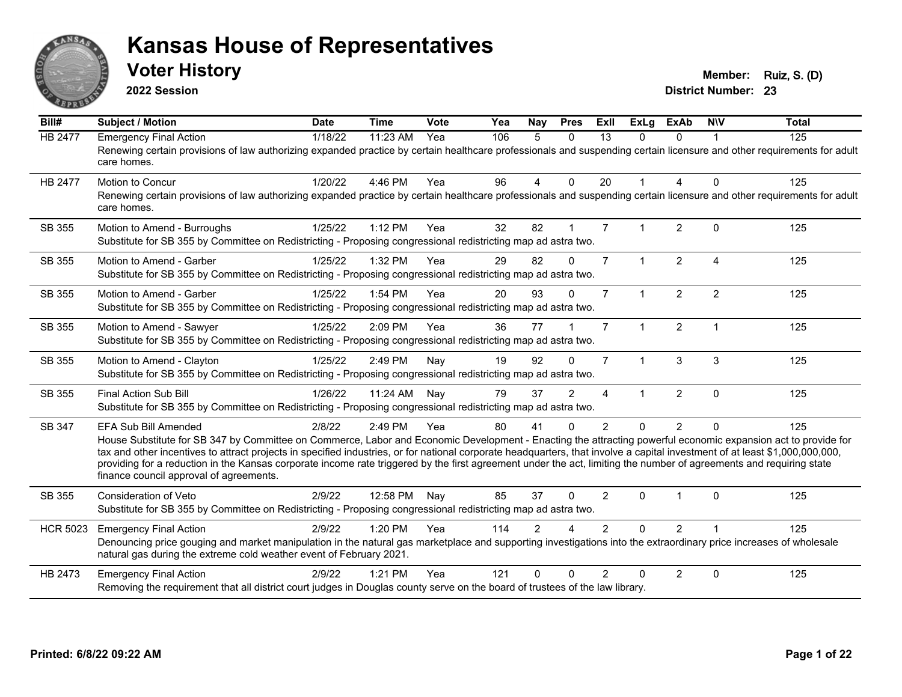# Kansas House of Representatives

## Voter History

**2022 Session**

**Member:** Ruiz, S. (D)
**District Number:** 23

| Bill# | Subject / Motion | Date | Time | Vote | Yea | Nay | Pres | ExII | ExLg | ExAb | N\V | Total |
|---|---|---|---|---|---|---|---|---|---|---|---|---|
| HB 2477 | Emergency Final Action | 1/18/22 | 11:23 AM | Yea | 106 | 5 | 0 | 13 | 0 | 0 | 1 | 125 |
| | Renewing certain provisions of law authorizing expanded practice by certain healthcare professionals and suspending certain licensure and other requirements for adult care homes. | | | | | | | | | | | |
| HB 2477 | Motion to Concur | 1/20/22 | 4:46 PM | Yea | 96 | 4 | 0 | 20 | 1 | 4 | 0 | 125 |
| | Renewing certain provisions of law authorizing expanded practice by certain healthcare professionals and suspending certain licensure and other requirements for adult care homes. | | | | | | | | | | | |
| SB 355 | Motion to Amend - Burroughs | 1/25/22 | 1:12 PM | Yea | 32 | 82 | 1 | 7 | 1 | 2 | 0 | 125 |
| | Substitute for SB 355 by Committee on Redistricting - Proposing congressional redistricting map ad astra two. | | | | | | | | | | | |
| SB 355 | Motion to Amend - Garber | 1/25/22 | 1:32 PM | Yea | 29 | 82 | 0 | 7 | 1 | 2 | 4 | 125 |
| | Substitute for SB 355 by Committee on Redistricting - Proposing congressional redistricting map ad astra two. | | | | | | | | | | | |
| SB 355 | Motion to Amend - Garber | 1/25/22 | 1:54 PM | Yea | 20 | 93 | 0 | 7 | 1 | 2 | 2 | 125 |
| | Substitute for SB 355 by Committee on Redistricting - Proposing congressional redistricting map ad astra two. | | | | | | | | | | | |
| SB 355 | Motion to Amend - Sawyer | 1/25/22 | 2:09 PM | Yea | 36 | 77 | 1 | 7 | 1 | 2 | 1 | 125 |
| | Substitute for SB 355 by Committee on Redistricting - Proposing congressional redistricting map ad astra two. | | | | | | | | | | | |
| SB 355 | Motion to Amend - Clayton | 1/25/22 | 2:49 PM | Nay | 19 | 92 | 0 | 7 | 1 | 3 | 3 | 125 |
| | Substitute for SB 355 by Committee on Redistricting - Proposing congressional redistricting map ad astra two. | | | | | | | | | | | |
| SB 355 | Final Action Sub Bill | 1/26/22 | 11:24 AM | Nay | 79 | 37 | 2 | 4 | 1 | 2 | 0 | 125 |
| | Substitute for SB 355 by Committee on Redistricting - Proposing congressional redistricting map ad astra two. | | | | | | | | | | | |
| SB 347 | EFA Sub Bill Amended | 2/8/22 | 2:49 PM | Yea | 80 | 41 | 0 | 2 | 0 | 2 | 0 | 125 |
| | House Substitute for SB 347 by Committee on Commerce, Labor and Economic Development - Enacting the attracting powerful economic expansion act to provide for tax and other incentives to attract projects in specified industries, or for national corporate headquarters, that involve a capital investment of at least $1,000,000,000, providing for a reduction in the Kansas corporate income rate triggered by the first agreement under the act, limiting the number of agreements and requiring state finance council approval of agreements. | | | | | | | | | | | |
| SB 355 | Consideration of Veto | 2/9/22 | 12:58 PM | Nay | 85 | 37 | 0 | 2 | 0 | 1 | 0 | 125 |
| | Substitute for SB 355 by Committee on Redistricting - Proposing congressional redistricting map ad astra two. | | | | | | | | | | | |
| HCR 5023 | Emergency Final Action | 2/9/22 | 1:20 PM | Yea | 114 | 2 | 4 | 2 | 0 | 2 | 1 | 125 |
| | Denouncing price gouging and market manipulation in the natural gas marketplace and supporting investigations into the extraordinary price increases of wholesale natural gas during the extreme cold weather event of February 2021. | | | | | | | | | | | |
| HB 2473 | Emergency Final Action | 2/9/22 | 1:21 PM | Yea | 121 | 0 | 0 | 2 | 0 | 2 | 0 | 125 |
| | Removing the requirement that all district court judges in Douglas county serve on the board of trustees of the law library. | | | | | | | | | | | |

**Printed: 6/8/22 09:22 AM**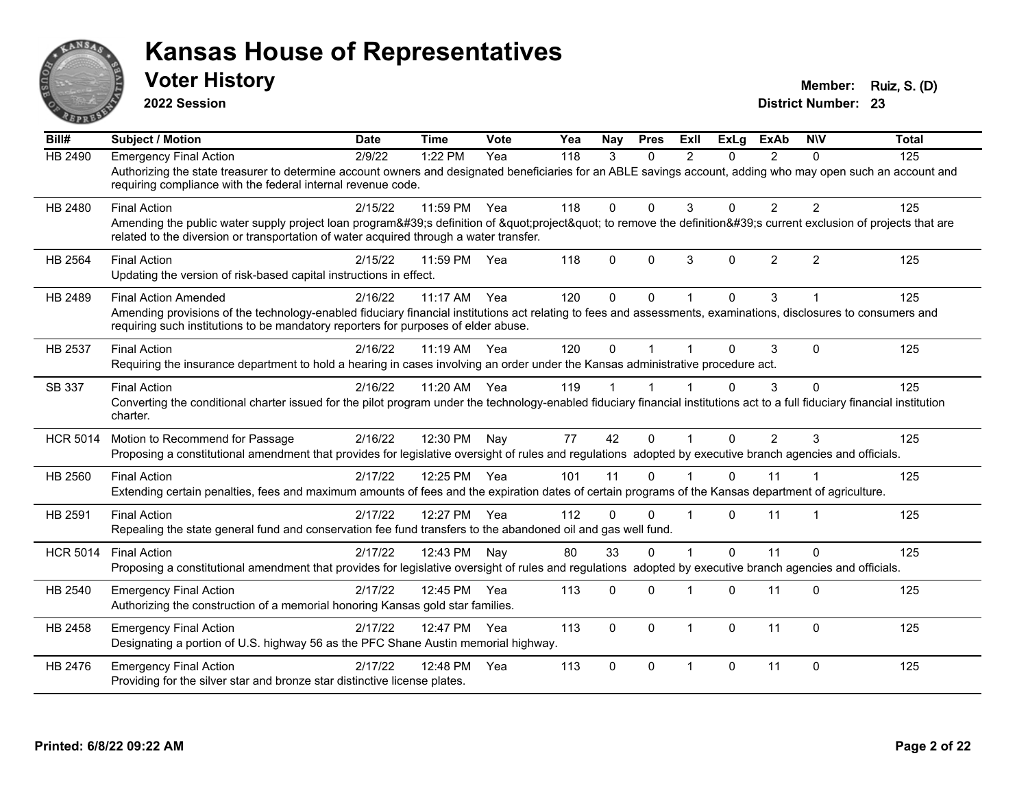# Kansas House of Representatives

## Voter History

**2022 Session**

**Member:** Ruiz, S. (D)
**District Number:** 23

| Bill# | Subject / Motion | Date | Time | Vote | Yea | Nay | Pres | ExII | ExLg | ExAb | N\V | Total |
|---|---|---|---|---|---|---|---|---|---|---|---|---|
| HB 2490 | Emergency Final Action | 2/9/22 | 1:22 PM | Yea | 118 | 3 | 0 | 2 | 0 | 2 | 0 | 125 |
| | Authorizing the state treasurer to determine account owners and designated beneficiaries for an ABLE savings account, adding who may open such an account and requiring compliance with the federal internal revenue code. | | | | | | | | | | | |
| HB 2480 | Final Action | 2/15/22 | 11:59 PM | Yea | 118 | 0 | 0 | 3 | 0 | 2 | 2 | 125 |
| | Amending the public water supply project loan program&#39;s definition of &quot;project&quot; to remove the definition&#39;s current exclusion of projects that are related to the diversion or transportation of water acquired through a water transfer. | | | | | | | | | | | |
| HB 2564 | Final Action | 2/15/22 | 11:59 PM | Yea | 118 | 0 | 0 | 3 | 0 | 2 | 2 | 125 |
| | Updating the version of risk-based capital instructions in effect. | | | | | | | | | | | |
| HB 2489 | Final Action Amended | 2/16/22 | 11:17 AM | Yea | 120 | 0 | 0 | 1 | 0 | 3 | 1 | 125 |
| | Amending provisions of the technology-enabled fiduciary financial institutions act relating to fees and assessments, examinations, disclosures to consumers and requiring such institutions to be mandatory reporters for purposes of elder abuse. | | | | | | | | | | | |
| HB 2537 | Final Action | 2/16/22 | 11:19 AM | Yea | 120 | 0 | 1 | 1 | 0 | 3 | 0 | 125 |
| | Requiring the insurance department to hold a hearing in cases involving an order under the Kansas administrative procedure act. | | | | | | | | | | | |
| SB 337 | Final Action | 2/16/22 | 11:20 AM | Yea | 119 | 1 | 1 | 1 | 0 | 3 | 0 | 125 |
| | Converting the conditional charter issued for the pilot program under the technology-enabled fiduciary financial institutions act to a full fiduciary financial institution charter. | | | | | | | | | | | |
| HCR 5014 | Motion to Recommend for Passage | 2/16/22 | 12:30 PM | Nay | 77 | 42 | 0 | 1 | 0 | 2 | 3 | 125 |
| | Proposing a constitutional amendment that provides for legislative oversight of rules and regulations adopted by executive branch agencies and officials. | | | | | | | | | | | |
| HB 2560 | Final Action | 2/17/22 | 12:25 PM | Yea | 101 | 11 | 0 | 1 | 0 | 11 | 1 | 125 |
| | Extending certain penalties, fees and maximum amounts of fees and the expiration dates of certain programs of the Kansas department of agriculture. | | | | | | | | | | | |
| HB 2591 | Final Action | 2/17/22 | 12:27 PM | Yea | 112 | 0 | 0 | 1 | 0 | 11 | 1 | 125 |
| | Repealing the state general fund and conservation fee fund transfers to the abandoned oil and gas well fund. | | | | | | | | | | | |
| HCR 5014 | Final Action | 2/17/22 | 12:43 PM | Nay | 80 | 33 | 0 | 1 | 0 | 11 | 0 | 125 |
| | Proposing a constitutional amendment that provides for legislative oversight of rules and regulations adopted by executive branch agencies and officials. | | | | | | | | | | | |
| HB 2540 | Emergency Final Action | 2/17/22 | 12:45 PM | Yea | 113 | 0 | 0 | 1 | 0 | 11 | 0 | 125 |
| | Authorizing the construction of a memorial honoring Kansas gold star families. | | | | | | | | | | | |
| HB 2458 | Emergency Final Action | 2/17/22 | 12:47 PM | Yea | 113 | 0 | 0 | 1 | 0 | 11 | 0 | 125 |
| | Designating a portion of U.S. highway 56 as the PFC Shane Austin memorial highway. | | | | | | | | | | | |
| HB 2476 | Emergency Final Action | 2/17/22 | 12:48 PM | Yea | 113 | 0 | 0 | 1 | 0 | 11 | 0 | 125 |
| | Providing for the silver star and bronze star distinctive license plates. | | | | | | | | | | | |

**Printed: 6/8/22 09:22 AM**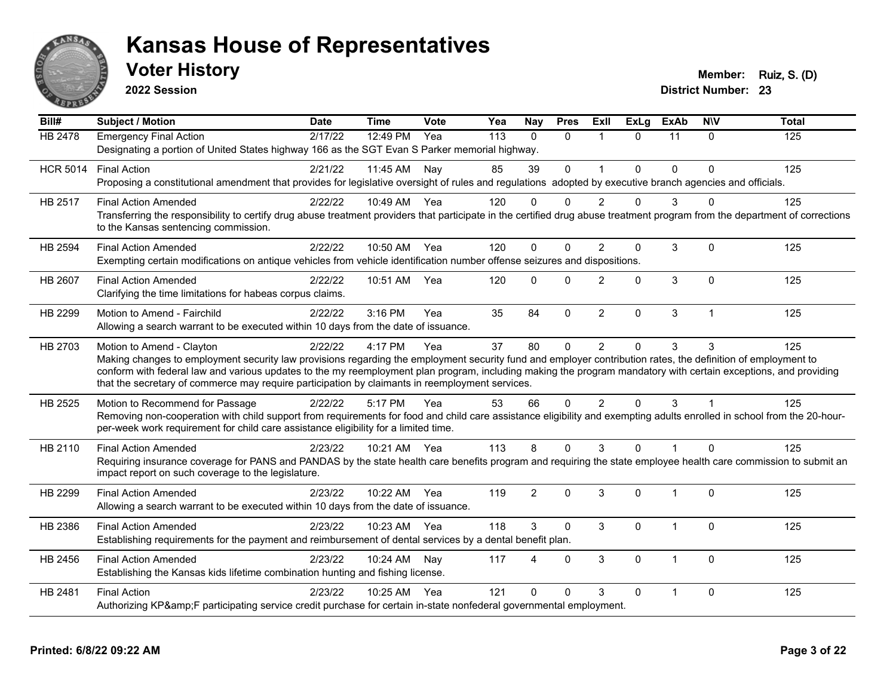# Kansas House of Representatives

## Voter History

**2022 Session**

**Member:** Ruiz, S. (D)
**District Number:** 23

| Bill# | Subject / Motion | Date | Time | Vote | Yea | Nay | Pres | ExII | ExLg | ExAb | N\V | Total |
|---|---|---|---|---|---|---|---|---|---|---|---|---|
| HB 2478 | Emergency Final Action | 2/17/22 | 12:49 PM | Yea | 113 | 0 | 0 | 1 | 0 | 11 | 0 | 125 |
| | Designating a portion of United States highway 166 as the SGT Evan S Parker memorial highway. | | | | | | | | | | | |
| HCR 5014 | Final Action | 2/21/22 | 11:45 AM | Nay | 85 | 39 | 0 | 1 | 0 | 0 | 0 | 125 |
| | Proposing a constitutional amendment that provides for legislative oversight of rules and regulations adopted by executive branch agencies and officials. | | | | | | | | | | | |
| HB 2517 | Final Action Amended | 2/22/22 | 10:49 AM | Yea | 120 | 0 | 0 | 2 | 0 | 3 | 0 | 125 |
| | Transferring the responsibility to certify drug abuse treatment providers that participate in the certified drug abuse treatment program from the department of corrections to the Kansas sentencing commission. | | | | | | | | | | | |
| HB 2594 | Final Action Amended | 2/22/22 | 10:50 AM | Yea | 120 | 0 | 0 | 2 | 0 | 3 | 0 | 125 |
| | Exempting certain modifications on antique vehicles from vehicle identification number offense seizures and dispositions. | | | | | | | | | | | |
| HB 2607 | Final Action Amended | 2/22/22 | 10:51 AM | Yea | 120 | 0 | 0 | 2 | 0 | 3 | 0 | 125 |
| | Clarifying the time limitations for habeas corpus claims. | | | | | | | | | | | |
| HB 2299 | Motion to Amend - Fairchild | 2/22/22 | 3:16 PM | Yea | 35 | 84 | 0 | 2 | 0 | 3 | 1 | 125 |
| | Allowing a search warrant to be executed within 10 days from the date of issuance. | | | | | | | | | | | |
| HB 2703 | Motion to Amend - Clayton | 2/22/22 | 4:17 PM | Yea | 37 | 80 | 0 | 2 | 0 | 3 | 3 | 125 |
| | Making changes to employment security law provisions regarding the employment security fund and employer contribution rates, the definition of employment to conform with federal law and various updates to the my reemployment plan program, including making the program mandatory with certain exceptions, and providing that the secretary of commerce may require participation by claimants in reemployment services. | | | | | | | | | | | |
| HB 2525 | Motion to Recommend for Passage | 2/22/22 | 5:17 PM | Yea | 53 | 66 | 0 | 2 | 0 | 3 | 1 | 125 |
| | Removing non-cooperation with child support from requirements for food and child care assistance eligibility and exempting adults enrolled in school from the 20-hour-per-week work requirement for child care assistance eligibility for a limited time. | | | | | | | | | | | |
| HB 2110 | Final Action Amended | 2/23/22 | 10:21 AM | Yea | 113 | 8 | 0 | 3 | 0 | 1 | 0 | 125 |
| | Requiring insurance coverage for PANS and PANDAS by the state health care benefits program and requiring the state employee health care commission to submit an impact report on such coverage to the legislature. | | | | | | | | | | | |
| HB 2299 | Final Action Amended | 2/23/22 | 10:22 AM | Yea | 119 | 2 | 0 | 3 | 0 | 1 | 0 | 125 |
| | Allowing a search warrant to be executed within 10 days from the date of issuance. | | | | | | | | | | | |
| HB 2386 | Final Action Amended | 2/23/22 | 10:23 AM | Yea | 118 | 3 | 0 | 3 | 0 | 1 | 0 | 125 |
| | Establishing requirements for the payment and reimbursement of dental services by a dental benefit plan. | | | | | | | | | | | |
| HB 2456 | Final Action Amended | 2/23/22 | 10:24 AM | Nay | 117 | 4 | 0 | 3 | 0 | 1 | 0 | 125 |
| | Establishing the Kansas kids lifetime combination hunting and fishing license. | | | | | | | | | | | |
| HB 2481 | Final Action | 2/23/22 | 10:25 AM | Yea | 121 | 0 | 0 | 3 | 0 | 1 | 0 | 125 |
| | Authorizing KP&amp;F participating service credit purchase for certain in-state nonfederal governmental employment. | | | | | | | | | | | |

**Printed: 6/8/22 09:22 AM**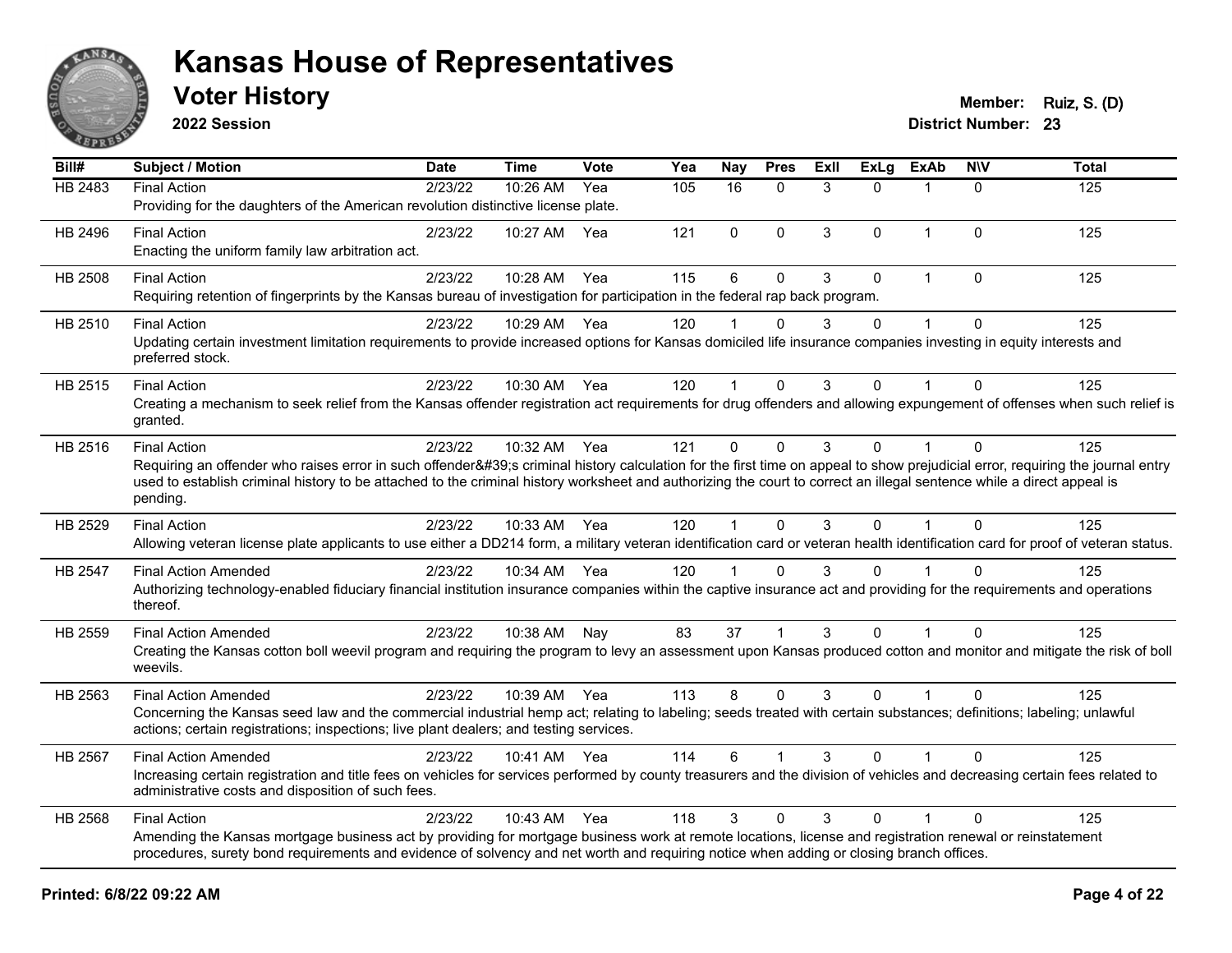# Kansas House of Representatives

## Voter History

**2022 Session**

**Member:** Ruiz, S. (D)
**District Number:** 23

| Bill# | Subject / Motion | Date | Time | Vote | Yea | Nay | Pres | ExII | ExLg | ExAb | N\V | Total |
|---|---|---|---|---|---|---|---|---|---|---|---|---|
| HB 2483 | Final Action | 2/23/22 | 10:26 AM | Yea | 105 | 16 | 0 | 3 | 0 | 1 | 0 | 125 |
| | Providing for the daughters of the American revolution distinctive license plate. | | | | | | | | | | | |
| HB 2496 | Final Action | 2/23/22 | 10:27 AM | Yea | 121 | 0 | 0 | 3 | 0 | 1 | 0 | 125 |
| | Enacting the uniform family law arbitration act. | | | | | | | | | | | |
| HB 2508 | Final Action | 2/23/22 | 10:28 AM | Yea | 115 | 6 | 0 | 3 | 0 | 1 | 0 | 125 |
| | Requiring retention of fingerprints by the Kansas bureau of investigation for participation in the federal rap back program. | | | | | | | | | | | |
| HB 2510 | Final Action | 2/23/22 | 10:29 AM | Yea | 120 | 1 | 0 | 3 | 0 | 1 | 0 | 125 |
| | Updating certain investment limitation requirements to provide increased options for Kansas domiciled life insurance companies investing in equity interests and preferred stock. | | | | | | | | | | | |
| HB 2515 | Final Action | 2/23/22 | 10:30 AM | Yea | 120 | 1 | 0 | 3 | 0 | 1 | 0 | 125 |
| | Creating a mechanism to seek relief from the Kansas offender registration act requirements for drug offenders and allowing expungement of offenses when such relief is granted. | | | | | | | | | | | |
| HB 2516 | Final Action | 2/23/22 | 10:32 AM | Yea | 121 | 0 | 0 | 3 | 0 | 1 | 0 | 125 |
| | Requiring an offender who raises error in such offender&#39;s criminal history calculation for the first time on appeal to show prejudicial error, requiring the journal entry used to establish criminal history to be attached to the criminal history worksheet and authorizing the court to correct an illegal sentence while a direct appeal is pending. | | | | | | | | | | | |
| HB 2529 | Final Action | 2/23/22 | 10:33 AM | Yea | 120 | 1 | 0 | 3 | 0 | 1 | 0 | 125 |
| | Allowing veteran license plate applicants to use either a DD214 form, a military veteran identification card or veteran health identification card for proof of veteran status. | | | | | | | | | | | |
| HB 2547 | Final Action Amended | 2/23/22 | 10:34 AM | Yea | 120 | 1 | 0 | 3 | 0 | 1 | 0 | 125 |
| | Authorizing technology-enabled fiduciary financial institution insurance companies within the captive insurance act and providing for the requirements and operations thereof. | | | | | | | | | | | |
| HB 2559 | Final Action Amended | 2/23/22 | 10:38 AM | Nay | 83 | 37 | 1 | 3 | 0 | 1 | 0 | 125 |
| | Creating the Kansas cotton boll weevil program and requiring the program to levy an assessment upon Kansas produced cotton and monitor and mitigate the risk of boll weevils. | | | | | | | | | | | |
| HB 2563 | Final Action Amended | 2/23/22 | 10:39 AM | Yea | 113 | 8 | 0 | 3 | 0 | 1 | 0 | 125 |
| | Concerning the Kansas seed law and the commercial industrial hemp act; relating to labeling; seeds treated with certain substances; definitions; labeling; unlawful actions; certain registrations; inspections; live plant dealers; and testing services. | | | | | | | | | | | |
| HB 2567 | Final Action Amended | 2/23/22 | 10:41 AM | Yea | 114 | 6 | 1 | 3 | 0 | 1 | 0 | 125 |
| | Increasing certain registration and title fees on vehicles for services performed by county treasurers and the division of vehicles and decreasing certain fees related to administrative costs and disposition of such fees. | | | | | | | | | | | |
| HB 2568 | Final Action | 2/23/22 | 10:43 AM | Yea | 118 | 3 | 0 | 3 | 0 | 1 | 0 | 125 |
| | Amending the Kansas mortgage business act by providing for mortgage business work at remote locations, license and registration renewal or reinstatement procedures, surety bond requirements and evidence of solvency and net worth and requiring notice when adding or closing branch offices. | | | | | | | | | | | |

**Printed: 6/8/22 09:22 AM**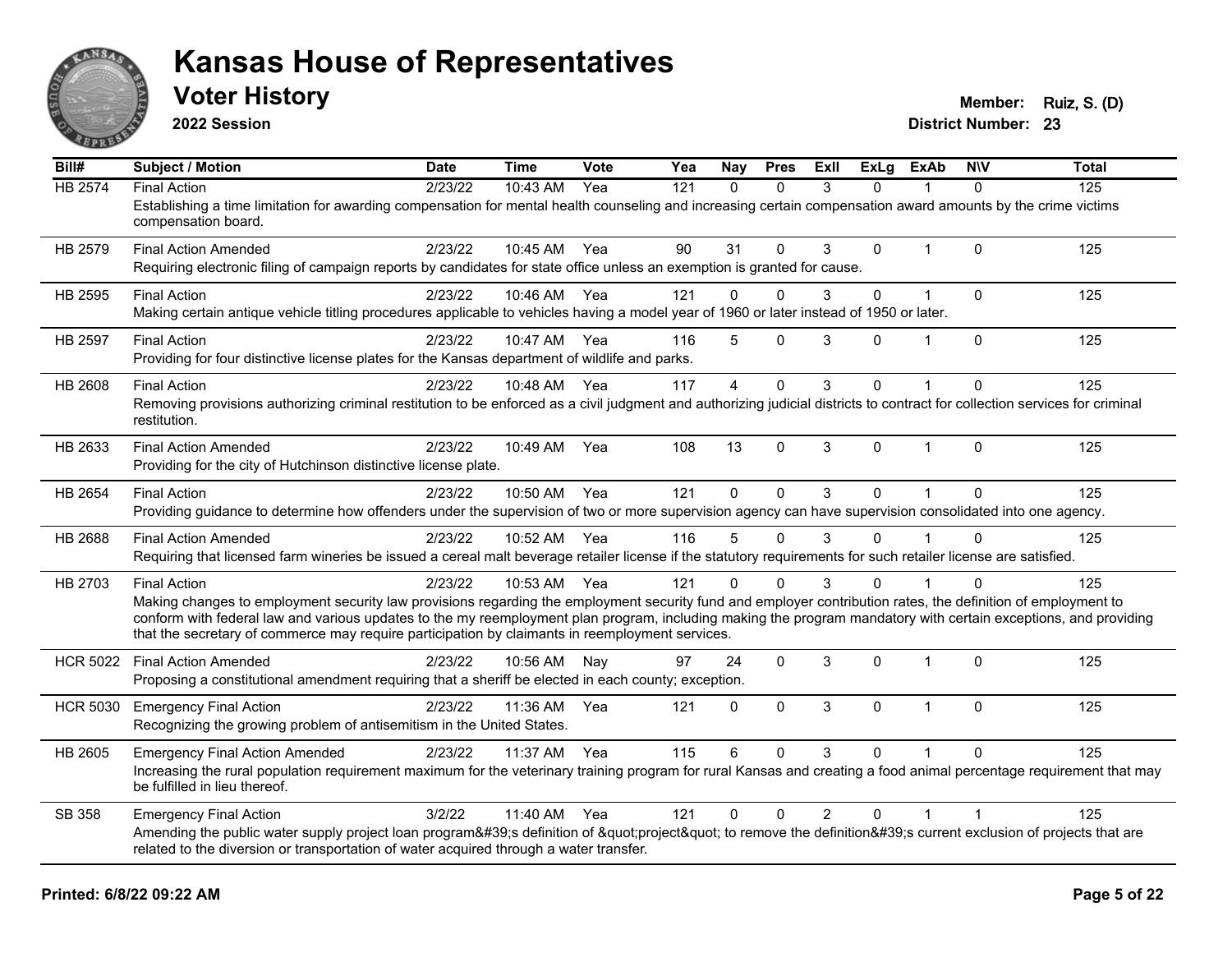# Kansas House of Representatives

## Voter History

**2022 Session**

**Member:** Ruiz, S. (D)
**District Number:** 23

| Bill# | Subject / Motion | Date | Time | Vote | Yea | Nay | Pres | ExII | ExLg | ExAb | N\V | Total |
|---|---|---|---|---|---|---|---|---|---|---|---|---|
| HB 2574 | Final Action | 2/23/22 | 10:43 AM | Yea | 121 | 0 | 0 | 3 | 0 | 1 | 0 | 125 |
| | Establishing a time limitation for awarding compensation for mental health counseling and increasing certain compensation award amounts by the crime victims compensation board. | | | | | | | | | | | |
| HB 2579 | Final Action Amended | 2/23/22 | 10:45 AM | Yea | 90 | 31 | 0 | 3 | 0 | 1 | 0 | 125 |
| | Requiring electronic filing of campaign reports by candidates for state office unless an exemption is granted for cause. | | | | | | | | | | | |
| HB 2595 | Final Action | 2/23/22 | 10:46 AM | Yea | 121 | 0 | 0 | 3 | 0 | 1 | 0 | 125 |
| | Making certain antique vehicle titling procedures applicable to vehicles having a model year of 1960 or later instead of 1950 or later. | | | | | | | | | | | |
| HB 2597 | Final Action | 2/23/22 | 10:47 AM | Yea | 116 | 5 | 0 | 3 | 0 | 1 | 0 | 125 |
| | Providing for four distinctive license plates for the Kansas department of wildlife and parks. | | | | | | | | | | | |
| HB 2608 | Final Action | 2/23/22 | 10:48 AM | Yea | 117 | 4 | 0 | 3 | 0 | 1 | 0 | 125 |
| | Removing provisions authorizing criminal restitution to be enforced as a civil judgment and authorizing judicial districts to contract for collection services for criminal restitution. | | | | | | | | | | | |
| HB 2633 | Final Action Amended | 2/23/22 | 10:49 AM | Yea | 108 | 13 | 0 | 3 | 0 | 1 | 0 | 125 |
| | Providing for the city of Hutchinson distinctive license plate. | | | | | | | | | | | |
| HB 2654 | Final Action | 2/23/22 | 10:50 AM | Yea | 121 | 0 | 0 | 3 | 0 | 1 | 0 | 125 |
| | Providing guidance to determine how offenders under the supervision of two or more supervision agency can have supervision consolidated into one agency. | | | | | | | | | | | |
| HB 2688 | Final Action Amended | 2/23/22 | 10:52 AM | Yea | 116 | 5 | 0 | 3 | 0 | 1 | 0 | 125 |
| | Requiring that licensed farm wineries be issued a cereal malt beverage retailer license if the statutory requirements for such retailer license are satisfied. | | | | | | | | | | | |
| HB 2703 | Final Action | 2/23/22 | 10:53 AM | Yea | 121 | 0 | 0 | 3 | 0 | 1 | 0 | 125 |
| | Making changes to employment security law provisions regarding the employment security fund and employer contribution rates, the definition of employment to conform with federal law and various updates to the my reemployment plan program, including making the program mandatory with certain exceptions, and providing that the secretary of commerce may require participation by claimants in reemployment services. | | | | | | | | | | | |
| HCR 5022 | Final Action Amended | 2/23/22 | 10:56 AM | Nay | 97 | 24 | 0 | 3 | 0 | 1 | 0 | 125 |
| | Proposing a constitutional amendment requiring that a sheriff be elected in each county; exception. | | | | | | | | | | | |
| HCR 5030 | Emergency Final Action | 2/23/22 | 11:36 AM | Yea | 121 | 0 | 0 | 3 | 0 | 1 | 0 | 125 |
| | Recognizing the growing problem of antisemitism in the United States. | | | | | | | | | | | |
| HB 2605 | Emergency Final Action Amended | 2/23/22 | 11:37 AM | Yea | 115 | 6 | 0 | 3 | 0 | 1 | 0 | 125 |
| | Increasing the rural population requirement maximum for the veterinary training program for rural Kansas and creating a food animal percentage requirement that may be fulfilled in lieu thereof. | | | | | | | | | | | |
| SB 358 | Emergency Final Action | 3/2/22 | 11:40 AM | Yea | 121 | 0 | 0 | 2 | 0 | 1 | 1 | 125 |
| | Amending the public water supply project loan program&#39;s definition of &quot;project&quot; to remove the definition&#39;s current exclusion of projects that are related to the diversion or transportation of water acquired through a water transfer. | | | | | | | | | | | |

**Printed: 6/8/22 09:22 AM**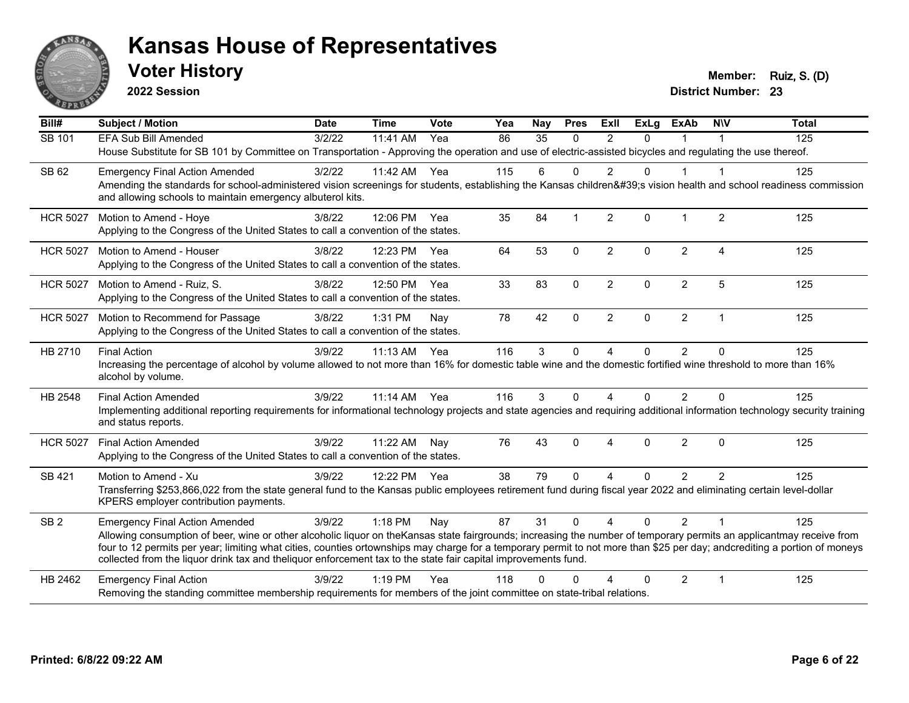# Kansas House of Representatives

## Voter History

**2022 Session**

**Member:** Ruiz, S. (D)
**District Number:** 23

| Bill# | Subject / Motion | Date | Time | Vote | Yea | Nay | Pres | ExII | ExLg | ExAb | N\V | Total |
|---|---|---|---|---|---|---|---|---|---|---|---|---|
| SB 101 | EFA Sub Bill Amended | 3/2/22 | 11:41 AM | Yea | 86 | 35 | 0 | 2 | 0 | 1 | 1 | 125 |
| | House Substitute for SB 101 by Committee on Transportation - Approving the operation and use of electric-assisted bicycles and regulating the use thereof. | | | | | | | | | | | |
| SB 62 | Emergency Final Action Amended | 3/2/22 | 11:42 AM | Yea | 115 | 6 | 0 | 2 | 0 | 1 | 1 | 125 |
| | Amending the standards for school-administered vision screenings for students, establishing the Kansas children&#39;s vision health and school readiness commission and allowing schools to maintain emergency albuterol kits. | | | | | | | | | | | |
| HCR 5027 | Motion to Amend - Hoye | 3/8/22 | 12:06 PM | Yea | 35 | 84 | 1 | 2 | 0 | 1 | 2 | 125 |
| | Applying to the Congress of the United States to call a convention of the states. | | | | | | | | | | | |
| HCR 5027 | Motion to Amend - Houser | 3/8/22 | 12:23 PM | Yea | 64 | 53 | 0 | 2 | 0 | 2 | 4 | 125 |
| | Applying to the Congress of the United States to call a convention of the states. | | | | | | | | | | | |
| HCR 5027 | Motion to Amend - Ruiz, S. | 3/8/22 | 12:50 PM | Yea | 33 | 83 | 0 | 2 | 0 | 2 | 5 | 125 |
| | Applying to the Congress of the United States to call a convention of the states. | | | | | | | | | | | |
| HCR 5027 | Motion to Recommend for Passage | 3/8/22 | 1:31 PM | Nay | 78 | 42 | 0 | 2 | 0 | 2 | 1 | 125 |
| | Applying to the Congress of the United States to call a convention of the states. | | | | | | | | | | | |
| HB 2710 | Final Action | 3/9/22 | 11:13 AM | Yea | 116 | 3 | 0 | 4 | 0 | 2 | 0 | 125 |
| | Increasing the percentage of alcohol by volume allowed to not more than 16% for domestic table wine and the domestic fortified wine threshold to more than 16% alcohol by volume. | | | | | | | | | | | |
| HB 2548 | Final Action Amended | 3/9/22 | 11:14 AM | Yea | 116 | 3 | 0 | 4 | 0 | 2 | 0 | 125 |
| | Implementing additional reporting requirements for informational technology projects and state agencies and requiring additional information technology security training and status reports. | | | | | | | | | | | |
| HCR 5027 | Final Action Amended | 3/9/22 | 11:22 AM | Nay | 76 | 43 | 0 | 4 | 0 | 2 | 0 | 125 |
| | Applying to the Congress of the United States to call a convention of the states. | | | | | | | | | | | |
| SB 421 | Motion to Amend - Xu | 3/9/22 | 12:22 PM | Yea | 38 | 79 | 0 | 4 | 0 | 2 | 2 | 125 |
| | Transferring $253,866,022 from the state general fund to the Kansas public employees retirement fund during fiscal year 2022 and eliminating certain level-dollar KPERS employer contribution payments. | | | | | | | | | | | |
| SB 2 | Emergency Final Action Amended | 3/9/22 | 1:18 PM | Nay | 87 | 31 | 0 | 4 | 0 | 2 | 1 | 125 |
| | Allowing consumption of beer, wine or other alcoholic liquor on theKansas state fairgrounds; increasing the number of temporary permits an applicantmay receive from four to 12 permits per year; limiting what cities, counties ortownships may charge for a temporary permit to not more than $25 per day; andcrediting a portion of moneys collected from the liquor drink tax and theliquor enforcement tax to the state fair capital improvements fund. | | | | | | | | | | | |
| HB 2462 | Emergency Final Action | 3/9/22 | 1:19 PM | Yea | 118 | 0 | 0 | 4 | 0 | 2 | 1 | 125 |
| | Removing the standing committee membership requirements for members of the joint committee on state-tribal relations. | | | | | | | | | | | |

Printed: 6/8/22 09:22 AM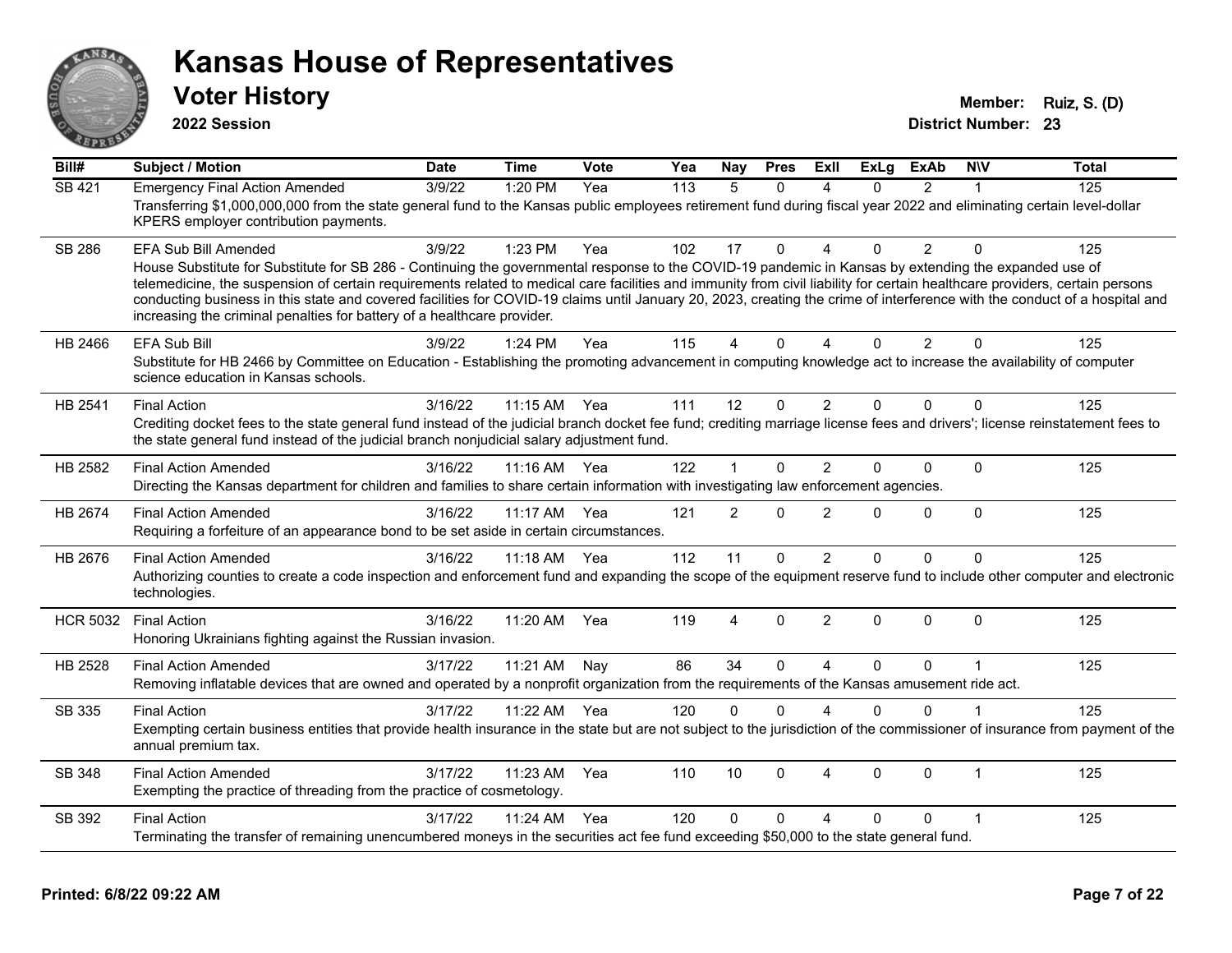# Kansas House of Representatives

## Voter History

**2022 Session**

**Member:** Ruiz, S. (D)

**District Number:** 23

| Bill# | Subject / Motion | Date | Time | Vote | Yea | Nay | Pres | ExII | ExLg | ExAb | N\V | Total |
|---|---|---|---|---|---|---|---|---|---|---|---|---|
| SB 421 | Emergency Final Action Amended | 3/9/22 | 1:20 PM | Yea | 113 | 5 | 0 | 4 | 0 | 2 | 1 | 125 |
| | Transferring $1,000,000,000 from the state general fund to the Kansas public employees retirement fund during fiscal year 2022 and eliminating certain level-dollar KPERS employer contribution payments. | | | | | | | | | | | |
| SB 286 | EFA Sub Bill Amended | 3/9/22 | 1:23 PM | Yea | 102 | 17 | 0 | 4 | 0 | 2 | 0 | 125 |
| | House Substitute for Substitute for SB 286 - Continuing the governmental response to the COVID-19 pandemic in Kansas by extending the expanded use of telemedicine, the suspension of certain requirements related to medical care facilities and immunity from civil liability for certain healthcare providers, certain persons conducting business in this state and covered facilities for COVID-19 claims until January 20, 2023, creating the crime of interference with the conduct of a hospital and increasing the criminal penalties for battery of a healthcare provider. | | | | | | | | | | | |
| HB 2466 | EFA Sub Bill | 3/9/22 | 1:24 PM | Yea | 115 | 4 | 0 | 4 | 0 | 2 | 0 | 125 |
| | Substitute for HB 2466 by Committee on Education - Establishing the promoting advancement in computing knowledge act to increase the availability of computer science education in Kansas schools. | | | | | | | | | | | |
| HB 2541 | Final Action | 3/16/22 | 11:15 AM | Yea | 111 | 12 | 0 | 2 | 0 | 0 | 0 | 125 |
| | Crediting docket fees to the state general fund instead of the judicial branch docket fee fund; crediting marriage license fees and drivers'; license reinstatement fees to the state general fund instead of the judicial branch nonjudicial salary adjustment fund. | | | | | | | | | | | |
| HB 2582 | Final Action Amended | 3/16/22 | 11:16 AM | Yea | 122 | 1 | 0 | 2 | 0 | 0 | 0 | 125 |
| | Directing the Kansas department for children and families to share certain information with investigating law enforcement agencies. | | | | | | | | | | | |
| HB 2674 | Final Action Amended | 3/16/22 | 11:17 AM | Yea | 121 | 2 | 0 | 2 | 0 | 0 | 0 | 125 |
| | Requiring a forfeiture of an appearance bond to be set aside in certain circumstances. | | | | | | | | | | | |
| HB 2676 | Final Action Amended | 3/16/22 | 11:18 AM | Yea | 112 | 11 | 0 | 2 | 0 | 0 | 0 | 125 |
| | Authorizing counties to create a code inspection and enforcement fund and expanding the scope of the equipment reserve fund to include other computer and electronic technologies. | | | | | | | | | | | |
| HCR 5032 | Final Action | 3/16/22 | 11:20 AM | Yea | 119 | 4 | 0 | 2 | 0 | 0 | 0 | 125 |
| | Honoring Ukrainians fighting against the Russian invasion. | | | | | | | | | | | |
| HB 2528 | Final Action Amended | 3/17/22 | 11:21 AM | Nay | 86 | 34 | 0 | 4 | 0 | 0 | 1 | 125 |
| | Removing inflatable devices that are owned and operated by a nonprofit organization from the requirements of the Kansas amusement ride act. | | | | | | | | | | | |
| SB 335 | Final Action | 3/17/22 | 11:22 AM | Yea | 120 | 0 | 0 | 4 | 0 | 0 | 1 | 125 |
| | Exempting certain business entities that provide health insurance in the state but are not subject to the jurisdiction of the commissioner of insurance from payment of the annual premium tax. | | | | | | | | | | | |
| SB 348 | Final Action Amended | 3/17/22 | 11:23 AM | Yea | 110 | 10 | 0 | 4 | 0 | 0 | 1 | 125 |
| | Exempting the practice of threading from the practice of cosmetology. | | | | | | | | | | | |
| SB 392 | Final Action | 3/17/22 | 11:24 AM | Yea | 120 | 0 | 0 | 4 | 0 | 0 | 1 | 125 |
| | Terminating the transfer of remaining unencumbered moneys in the securities act fee fund exceeding $50,000 to the state general fund. | | | | | | | | | | | |

Printed: 6/8/22 09:22 AM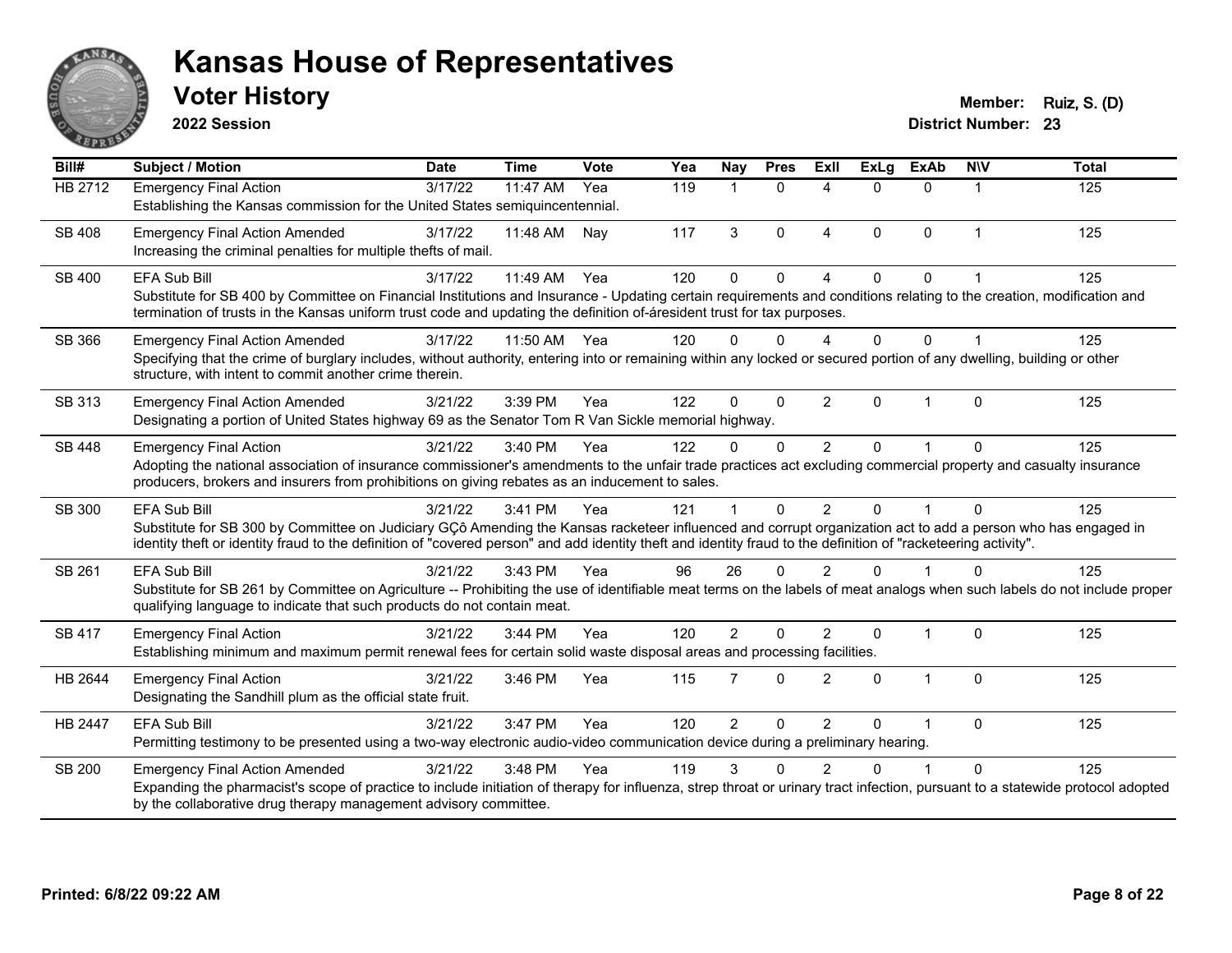# Kansas House of Representatives

## Voter History

**2022 Session**

**Member:** Ruiz, S. (D)
**District Number:** 23

| Bill# | Subject / Motion | Date | Time | Vote | Yea | Nay | Pres | ExII | ExLg | ExAb | N\V | Total |
|---|---|---|---|---|---|---|---|---|---|---|---|---|
| HB 2712 | Emergency Final Action<br>Establishing the Kansas commission for the United States semiquincentennial. | 3/17/22 | 11:47 AM | Yea | 119 | 1 | 0 | 4 | 0 | 0 | 1 | 125 |
| SB 408 | Emergency Final Action Amended<br>Increasing the criminal penalties for multiple thefts of mail. | 3/17/22 | 11:48 AM | Nay | 117 | 3 | 0 | 4 | 0 | 0 | 1 | 125 |
| SB 400 | EFA Sub Bill<br>Substitute for SB 400 by Committee on Financial Institutions and Insurance - Updating certain requirements and conditions relating to the creation, modification and termination of trusts in the Kansas uniform trust code and updating the definition of-áresident trust for tax purposes. | 3/17/22 | 11:49 AM | Yea | 120 | 0 | 0 | 4 | 0 | 0 | 1 | 125 |
| SB 366 | Emergency Final Action Amended<br>Specifying that the crime of burglary includes, without authority, entering into or remaining within any locked or secured portion of any dwelling, building or other structure, with intent to commit another crime therein. | 3/17/22 | 11:50 AM | Yea | 120 | 0 | 0 | 4 | 0 | 0 | 1 | 125 |
| SB 313 | Emergency Final Action Amended<br>Designating a portion of United States highway 69 as the Senator Tom R Van Sickle memorial highway. | 3/21/22 | 3:39 PM | Yea | 122 | 0 | 0 | 2 | 0 | 1 | 0 | 125 |
| SB 448 | Emergency Final Action<br>Adopting the national association of insurance commissioner's amendments to the unfair trade practices act excluding commercial property and casualty insurance producers, brokers and insurers from prohibitions on giving rebates as an inducement to sales. | 3/21/22 | 3:40 PM | Yea | 122 | 0 | 0 | 2 | 0 | 1 | 0 | 125 |
| SB 300 | EFA Sub Bill<br>Substitute for SB 300 by Committee on Judiciary GÇô Amending the Kansas racketeer influenced and corrupt organization act to add a person who has engaged in identity theft or identity fraud to the definition of "covered person" and add identity theft and identity fraud to the definition of "racketeering activity". | 3/21/22 | 3:41 PM | Yea | 121 | 1 | 0 | 2 | 0 | 1 | 0 | 125 |
| SB 261 | EFA Sub Bill<br>Substitute for SB 261 by Committee on Agriculture -- Prohibiting the use of identifiable meat terms on the labels of meat analogs when such labels do not include proper qualifying language to indicate that such products do not contain meat. | 3/21/22 | 3:43 PM | Yea | 96 | 26 | 0 | 2 | 0 | 1 | 0 | 125 |
| SB 417 | Emergency Final Action<br>Establishing minimum and maximum permit renewal fees for certain solid waste disposal areas and processing facilities. | 3/21/22 | 3:44 PM | Yea | 120 | 2 | 0 | 2 | 0 | 1 | 0 | 125 |
| HB 2644 | Emergency Final Action<br>Designating the Sandhill plum as the official state fruit. | 3/21/22 | 3:46 PM | Yea | 115 | 7 | 0 | 2 | 0 | 1 | 0 | 125 |
| HB 2447 | EFA Sub Bill<br>Permitting testimony to be presented using a two-way electronic audio-video communication device during a preliminary hearing. | 3/21/22 | 3:47 PM | Yea | 120 | 2 | 0 | 2 | 0 | 1 | 0 | 125 |
| SB 200 | Emergency Final Action Amended<br>Expanding the pharmacist's scope of practice to include initiation of therapy for influenza, strep throat or urinary tract infection, pursuant to a statewide protocol adopted by the collaborative drug therapy management advisory committee. | 3/21/22 | 3:48 PM | Yea | 119 | 3 | 0 | 2 | 0 | 1 | 0 | 125 |

**Printed: 6/8/22 09:22 AM**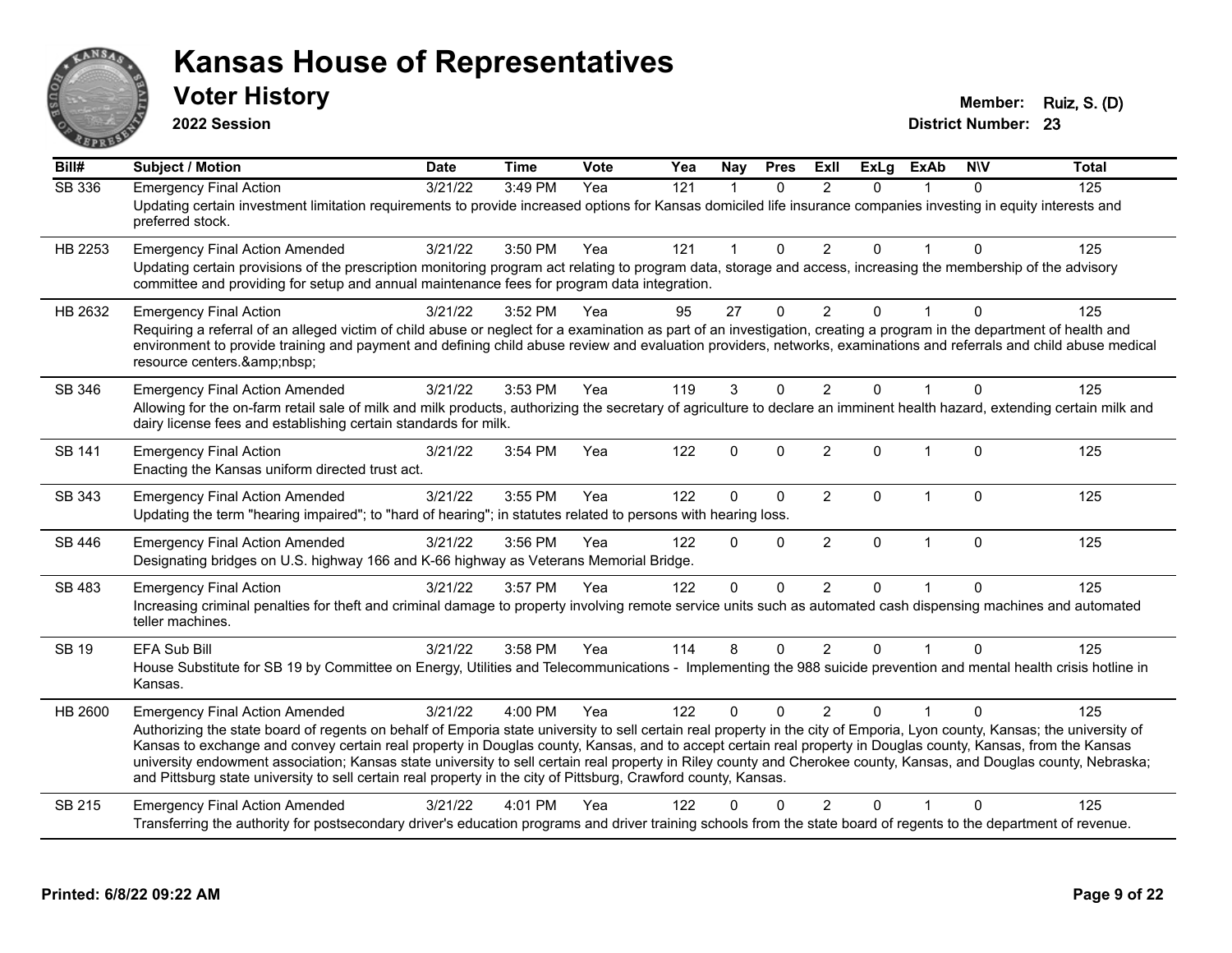# Kansas House of Representatives

## Voter History

**2022 Session**

**Member:** Ruiz, S. (D)

**District Number:** 23

| Bill# | Subject / Motion | Date | Time | Vote | Yea | Nay | Pres | ExII | ExLg | ExAb | N\V | Total |
|---|---|---|---|---|---|---|---|---|---|---|---|---|
| SB 336 | Emergency Final Action | 3/21/22 | 3:49 PM | Yea | 121 | 1 | 0 | 2 | 0 | 1 | 0 | 125 |
| | Updating certain investment limitation requirements to provide increased options for Kansas domiciled life insurance companies investing in equity interests and preferred stock. | | | | | | | | | | | |
| HB 2253 | Emergency Final Action Amended | 3/21/22 | 3:50 PM | Yea | 121 | 1 | 0 | 2 | 0 | 1 | 0 | 125 |
| | Updating certain provisions of the prescription monitoring program act relating to program data, storage and access, increasing the membership of the advisory committee and providing for setup and annual maintenance fees for program data integration. | | | | | | | | | | | |
| HB 2632 | Emergency Final Action | 3/21/22 | 3:52 PM | Yea | 95 | 27 | 0 | 2 | 0 | 1 | 0 | 125 |
| | Requiring a referral of an alleged victim of child abuse or neglect for a examination as part of an investigation, creating a program in the department of health and environment to provide training and payment and defining child abuse review and evaluation providers, networks, examinations and referrals and child abuse medical resource centers.&amp;nbsp; | | | | | | | | | | | |
| SB 346 | Emergency Final Action Amended | 3/21/22 | 3:53 PM | Yea | 119 | 3 | 0 | 2 | 0 | 1 | 0 | 125 |
| | Allowing for the on-farm retail sale of milk and milk products, authorizing the secretary of agriculture to declare an imminent health hazard, extending certain milk and dairy license fees and establishing certain standards for milk. | | | | | | | | | | | |
| SB 141 | Emergency Final Action | 3/21/22 | 3:54 PM | Yea | 122 | 0 | 0 | 2 | 0 | 1 | 0 | 125 |
| | Enacting the Kansas uniform directed trust act. | | | | | | | | | | | |
| SB 343 | Emergency Final Action Amended | 3/21/22 | 3:55 PM | Yea | 122 | 0 | 0 | 2 | 0 | 1 | 0 | 125 |
| | Updating the term "hearing impaired"; to "hard of hearing"; in statutes related to persons with hearing loss. | | | | | | | | | | | |
| SB 446 | Emergency Final Action Amended | 3/21/22 | 3:56 PM | Yea | 122 | 0 | 0 | 2 | 0 | 1 | 0 | 125 |
| | Designating bridges on U.S. highway 166 and K-66 highway as Veterans Memorial Bridge. | | | | | | | | | | | |
| SB 483 | Emergency Final Action | 3/21/22 | 3:57 PM | Yea | 122 | 0 | 0 | 2 | 0 | 1 | 0 | 125 |
| | Increasing criminal penalties for theft and criminal damage to property involving remote service units such as automated cash dispensing machines and automated teller machines. | | | | | | | | | | | |
| SB 19 | EFA Sub Bill | 3/21/22 | 3:58 PM | Yea | 114 | 8 | 0 | 2 | 0 | 1 | 0 | 125 |
| | House Substitute for SB 19 by Committee on Energy, Utilities and Telecommunications - Implementing the 988 suicide prevention and mental health crisis hotline in Kansas. | | | | | | | | | | | |
| HB 2600 | Emergency Final Action Amended | 3/21/22 | 4:00 PM | Yea | 122 | 0 | 0 | 2 | 0 | 1 | 0 | 125 |
| | Authorizing the state board of regents on behalf of Emporia state university to sell certain real property in the city of Emporia, Lyon county, Kansas; the university of Kansas to exchange and convey certain real property in Douglas county, Kansas, and to accept certain real property in Douglas county, Kansas, from the Kansas university endowment association; Kansas state university to sell certain real property in Riley county and Cherokee county, Kansas, and Douglas county, Nebraska; and Pittsburg state university to sell certain real property in the city of Pittsburg, Crawford county, Kansas. | | | | | | | | | | | |
| SB 215 | Emergency Final Action Amended | 3/21/22 | 4:01 PM | Yea | 122 | 0 | 0 | 2 | 0 | 1 | 0 | 125 |
| | Transferring the authority for postsecondary driver's education programs and driver training schools from the state board of regents to the department of revenue. | | | | | | | | | | | |

**Printed: 6/8/22 09:22 AM**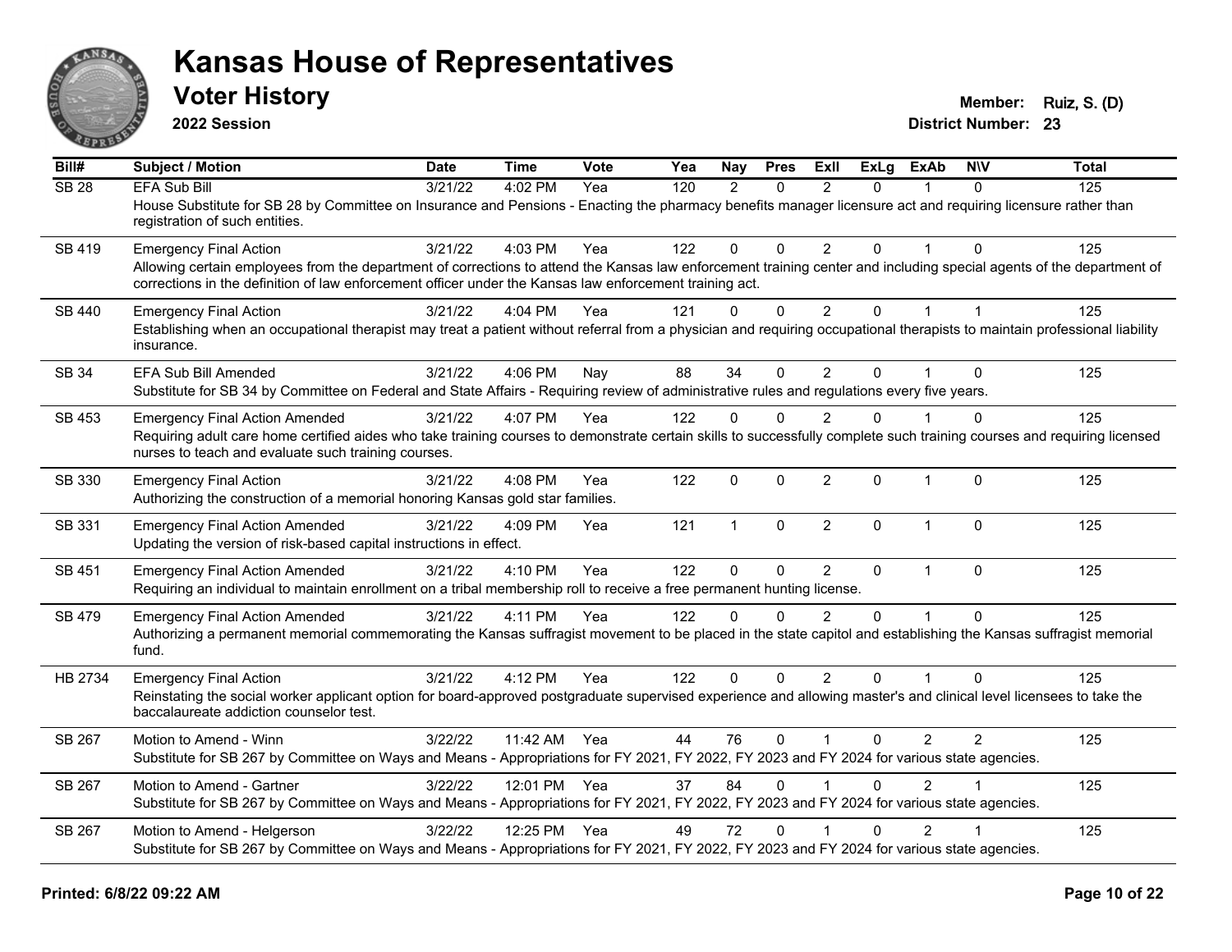# Kansas House of Representatives

## Voter History

**2022 Session**

**Member:** Ruiz, S. (D)
**District Number:** 23

| Bill# | Subject / Motion | Date | Time | Vote | Yea | Nay | Pres | ExII | ExLg | ExAb | N\V | Total |
|---|---|---|---|---|---|---|---|---|---|---|---|---|
| SB 28 | EFA Sub Bill | 3/21/22 | 4:02 PM | Yea | 120 | 2 | 0 | 2 | 0 | 1 | 0 | 125 |
| | House Substitute for SB 28 by Committee on Insurance and Pensions - Enacting the pharmacy benefits manager licensure act and requiring licensure rather than registration of such entities. | | | | | | | | | | | |
| SB 419 | Emergency Final Action | 3/21/22 | 4:03 PM | Yea | 122 | 0 | 0 | 2 | 0 | 1 | 0 | 125 |
| | Allowing certain employees from the department of corrections to attend the Kansas law enforcement training center and including special agents of the department of corrections in the definition of law enforcement officer under the Kansas law enforcement training act. | | | | | | | | | | | |
| SB 440 | Emergency Final Action | 3/21/22 | 4:04 PM | Yea | 121 | 0 | 0 | 2 | 0 | 1 | 1 | 125 |
| | Establishing when an occupational therapist may treat a patient without referral from a physician and requiring occupational therapists to maintain professional liability insurance. | | | | | | | | | | | |
| SB 34 | EFA Sub Bill Amended | 3/21/22 | 4:06 PM | Nay | 88 | 34 | 0 | 2 | 0 | 1 | 0 | 125 |
| | Substitute for SB 34 by Committee on Federal and State Affairs - Requiring review of administrative rules and regulations every five years. | | | | | | | | | | | |
| SB 453 | Emergency Final Action Amended | 3/21/22 | 4:07 PM | Yea | 122 | 0 | 0 | 2 | 0 | 1 | 0 | 125 |
| | Requiring adult care home certified aides who take training courses to demonstrate certain skills to successfully complete such training courses and requiring licensed nurses to teach and evaluate such training courses. | | | | | | | | | | | |
| SB 330 | Emergency Final Action | 3/21/22 | 4:08 PM | Yea | 122 | 0 | 0 | 2 | 0 | 1 | 0 | 125 |
| | Authorizing the construction of a memorial honoring Kansas gold star families. | | | | | | | | | | | |
| SB 331 | Emergency Final Action Amended | 3/21/22 | 4:09 PM | Yea | 121 | 1 | 0 | 2 | 0 | 1 | 0 | 125 |
| | Updating the version of risk-based capital instructions in effect. | | | | | | | | | | | |
| SB 451 | Emergency Final Action Amended | 3/21/22 | 4:10 PM | Yea | 122 | 0 | 0 | 2 | 0 | 1 | 0 | 125 |
| | Requiring an individual to maintain enrollment on a tribal membership roll to receive a free permanent hunting license. | | | | | | | | | | | |
| SB 479 | Emergency Final Action Amended | 3/21/22 | 4:11 PM | Yea | 122 | 0 | 0 | 2 | 0 | 1 | 0 | 125 |
| | Authorizing a permanent memorial commemorating the Kansas suffragist movement to be placed in the state capitol and establishing the Kansas suffragist memorial fund. | | | | | | | | | | | |
| HB 2734 | Emergency Final Action | 3/21/22 | 4:12 PM | Yea | 122 | 0 | 0 | 2 | 0 | 1 | 0 | 125 |
| | Reinstating the social worker applicant option for board-approved postgraduate supervised experience and allowing master's and clinical level licensees to take the baccalaureate addiction counselor test. | | | | | | | | | | | |
| SB 267 | Motion to Amend - Winn | 3/22/22 | 11:42 AM | Yea | 44 | 76 | 0 | 1 | 0 | 2 | 2 | 125 |
| | Substitute for SB 267 by Committee on Ways and Means - Appropriations for FY 2021, FY 2022, FY 2023 and FY 2024 for various state agencies. | | | | | | | | | | | |
| SB 267 | Motion to Amend - Gartner | 3/22/22 | 12:01 PM | Yea | 37 | 84 | 0 | 1 | 0 | 2 | 1 | 125 |
| | Substitute for SB 267 by Committee on Ways and Means - Appropriations for FY 2021, FY 2022, FY 2023 and FY 2024 for various state agencies. | | | | | | | | | | | |
| SB 267 | Motion to Amend - Helgerson | 3/22/22 | 12:25 PM | Yea | 49 | 72 | 0 | 1 | 0 | 2 | 1 | 125 |
| | Substitute for SB 267 by Committee on Ways and Means - Appropriations for FY 2021, FY 2022, FY 2023 and FY 2024 for various state agencies. | | | | | | | | | | | |

**Printed: 6/8/22 09:22 AM**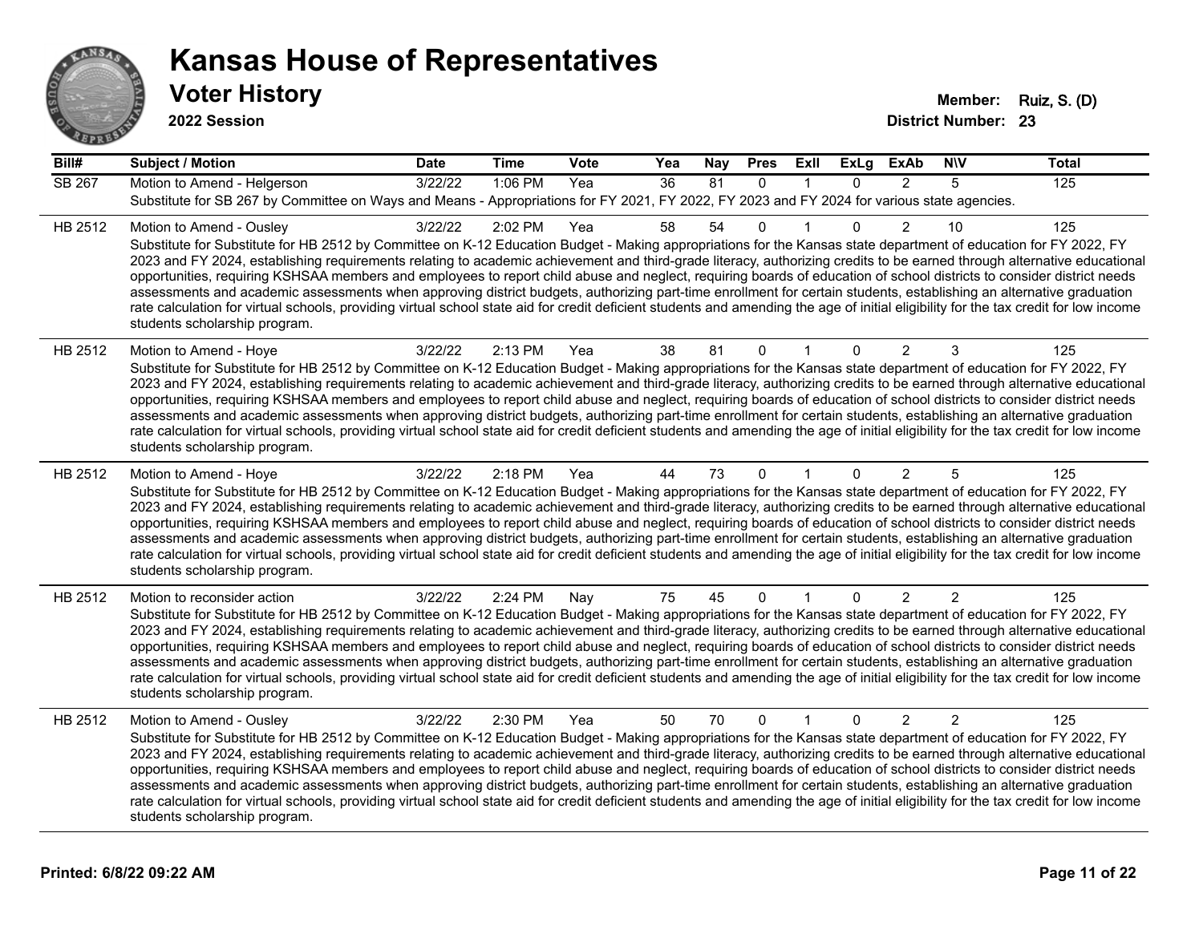# Kansas House of Representatives

## Voter History

**2022 Session**

**Member:** Ruiz, S. (D)

**District Number:** 23

| Bill# | Subject / Motion | Date | Time | Vote | Yea | Nay | Pres | ExII | ExLg | ExAb | N\V | Total |
|---|---|---|---|---|---|---|---|---|---|---|---|---|
| SB 267 | Motion to Amend - Helgerson | 3/22/22 | 1:06 PM | Yea | 36 | 81 | 0 | 1 | 0 | 2 | 5 | 125 |
| | Substitute for SB 267 by Committee on Ways and Means - Appropriations for FY 2021, FY 2022, FY 2023 and FY 2024 for various state agencies. | | | | | | | | | | | |
| HB 2512 | Motion to Amend - Ousley | 3/22/22 | 2:02 PM | Yea | 58 | 54 | 0 | 1 | 0 | 2 | 10 | 125 |
| | Substitute for Substitute for HB 2512 by Committee on K-12 Education Budget - Making appropriations for the Kansas state department of education for FY 2022, FY 2023 and FY 2024, establishing requirements relating to academic achievement and third-grade literacy, authorizing credits to be earned through alternative educational opportunities, requiring KSHSAA members and employees to report child abuse and neglect, requiring boards of education of school districts to consider district needs assessments and academic assessments when approving district budgets, authorizing part-time enrollment for certain students, establishing an alternative graduation rate calculation for virtual schools, providing virtual school state aid for credit deficient students and amending the age of initial eligibility for the tax credit for low income students scholarship program. | | | | | | | | | | | |
| HB 2512 | Motion to Amend - Hoye | 3/22/22 | 2:13 PM | Yea | 38 | 81 | 0 | 1 | 0 | 2 | 3 | 125 |
| | Substitute for Substitute for HB 2512 by Committee on K-12 Education Budget - Making appropriations for the Kansas state department of education for FY 2022, FY 2023 and FY 2024, establishing requirements relating to academic achievement and third-grade literacy, authorizing credits to be earned through alternative educational opportunities, requiring KSHSAA members and employees to report child abuse and neglect, requiring boards of education of school districts to consider district needs assessments and academic assessments when approving district budgets, authorizing part-time enrollment for certain students, establishing an alternative graduation rate calculation for virtual schools, providing virtual school state aid for credit deficient students and amending the age of initial eligibility for the tax credit for low income students scholarship program. | | | | | | | | | | | |
| HB 2512 | Motion to Amend - Hoye | 3/22/22 | 2:18 PM | Yea | 44 | 73 | 0 | 1 | 0 | 2 | 5 | 125 |
| | Substitute for Substitute for HB 2512 by Committee on K-12 Education Budget - Making appropriations for the Kansas state department of education for FY 2022, FY 2023 and FY 2024, establishing requirements relating to academic achievement and third-grade literacy, authorizing credits to be earned through alternative educational opportunities, requiring KSHSAA members and employees to report child abuse and neglect, requiring boards of education of school districts to consider district needs assessments and academic assessments when approving district budgets, authorizing part-time enrollment for certain students, establishing an alternative graduation rate calculation for virtual schools, providing virtual school state aid for credit deficient students and amending the age of initial eligibility for the tax credit for low income students scholarship program. | | | | | | | | | | | |
| HB 2512 | Motion to reconsider action | 3/22/22 | 2:24 PM | Nay | 75 | 45 | 0 | 1 | 0 | 2 | 2 | 125 |
| | Substitute for Substitute for HB 2512 by Committee on K-12 Education Budget - Making appropriations for the Kansas state department of education for FY 2022, FY 2023 and FY 2024, establishing requirements relating to academic achievement and third-grade literacy, authorizing credits to be earned through alternative educational opportunities, requiring KSHSAA members and employees to report child abuse and neglect, requiring boards of education of school districts to consider district needs assessments and academic assessments when approving district budgets, authorizing part-time enrollment for certain students, establishing an alternative graduation rate calculation for virtual schools, providing virtual school state aid for credit deficient students and amending the age of initial eligibility for the tax credit for low income students scholarship program. | | | | | | | | | | | |
| HB 2512 | Motion to Amend - Ousley | 3/22/22 | 2:30 PM | Yea | 50 | 70 | 0 | 1 | 0 | 2 | 2 | 125 |
| | Substitute for Substitute for HB 2512 by Committee on K-12 Education Budget - Making appropriations for the Kansas state department of education for FY 2022, FY 2023 and FY 2024, establishing requirements relating to academic achievement and third-grade literacy, authorizing credits to be earned through alternative educational opportunities, requiring KSHSAA members and employees to report child abuse and neglect, requiring boards of education of school districts to consider district needs assessments and academic assessments when approving district budgets, authorizing part-time enrollment for certain students, establishing an alternative graduation rate calculation for virtual schools, providing virtual school state aid for credit deficient students and amending the age of initial eligibility for the tax credit for low income students scholarship program. | | | | | | | | | | | |

**Printed: 6/8/22 09:22 AM**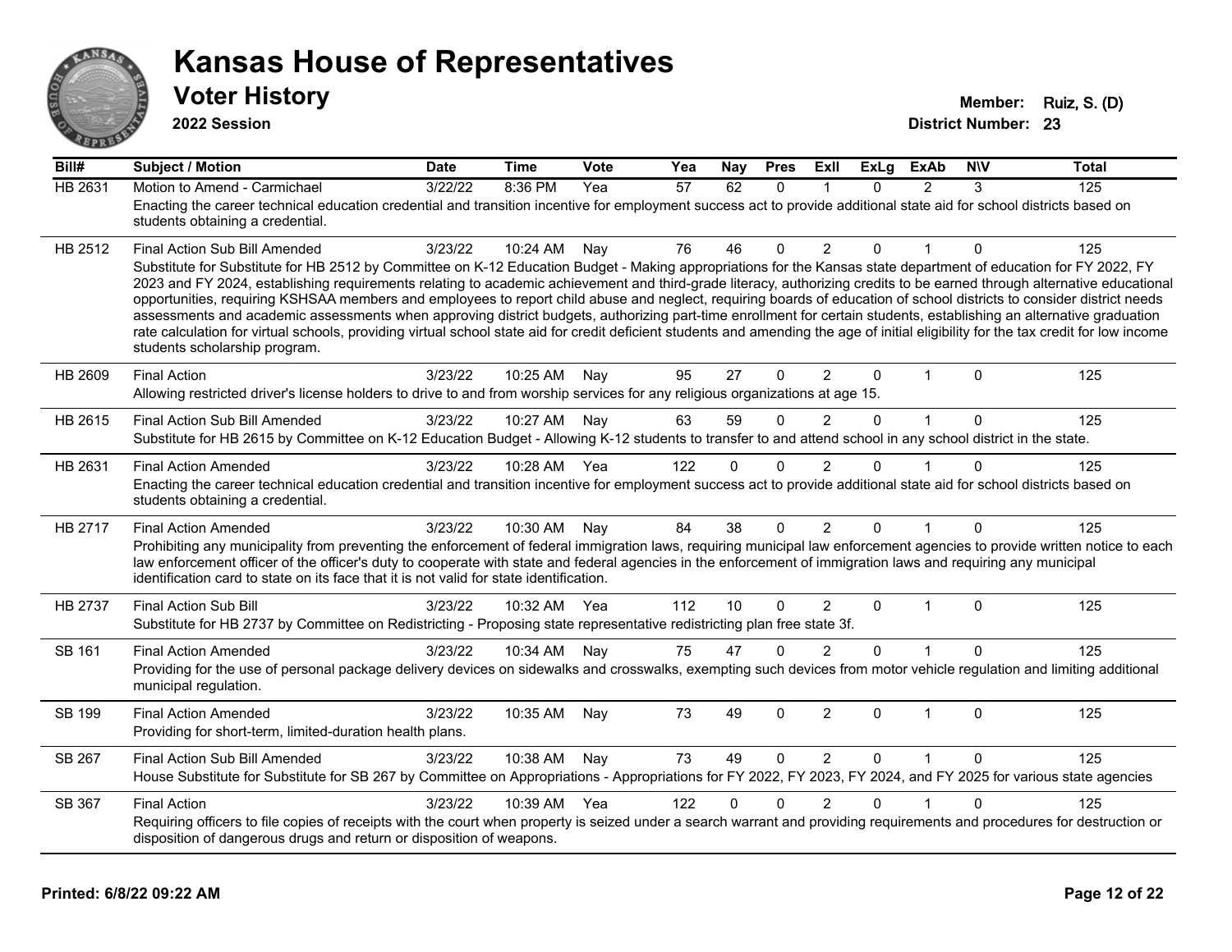# Kansas House of Representatives

## Voter History

**2022 Session**

**Member:** Ruiz, S. (D)
**District Number:** 23

| Bill# | Subject / Motion | Date | Time | Vote | Yea | Nay | Pres | ExII | ExLg | ExAb | N\V | Total |
|---|---|---|---|---|---|---|---|---|---|---|---|---|
| HB 2631 | Motion to Amend - Carmichael | 3/22/22 | 8:36 PM | Yea | 57 | 62 | 0 | 1 | 0 | 2 | 3 | 125 |
| | Enacting the career technical education credential and transition incentive for employment success act to provide additional state aid for school districts based on students obtaining a credential. | | | | | | | | | | | |
| HB 2512 | Final Action Sub Bill Amended | 3/23/22 | 10:24 AM | Nay | 76 | 46 | 0 | 2 | 0 | 1 | 0 | 125 |
| | Substitute for Substitute for HB 2512 by Committee on K-12 Education Budget - Making appropriations for the Kansas state department of education for FY 2022, FY 2023 and FY 2024, establishing requirements relating to academic achievement and third-grade literacy, authorizing credits to be earned through alternative educational opportunities, requiring KSHSAA members and employees to report child abuse and neglect, requiring boards of education of school districts to consider district needs assessments and academic assessments when approving district budgets, authorizing part-time enrollment for certain students, establishing an alternative graduation rate calculation for virtual schools, providing virtual school state aid for credit deficient students and amending the age of initial eligibility for the tax credit for low income students scholarship program. | | | | | | | | | | | |
| HB 2609 | Final Action | 3/23/22 | 10:25 AM | Nay | 95 | 27 | 0 | 2 | 0 | 1 | 0 | 125 |
| | Allowing restricted driver's license holders to drive to and from worship services for any religious organizations at age 15. | | | | | | | | | | | |
| HB 2615 | Final Action Sub Bill Amended | 3/23/22 | 10:27 AM | Nay | 63 | 59 | 0 | 2 | 0 | 1 | 0 | 125 |
| | Substitute for HB 2615 by Committee on K-12 Education Budget - Allowing K-12 students to transfer to and attend school in any school district in the state. | | | | | | | | | | | |
| HB 2631 | Final Action Amended | 3/23/22 | 10:28 AM | Yea | 122 | 0 | 0 | 2 | 0 | 1 | 0 | 125 |
| | Enacting the career technical education credential and transition incentive for employment success act to provide additional state aid for school districts based on students obtaining a credential. | | | | | | | | | | | |
| HB 2717 | Final Action Amended | 3/23/22 | 10:30 AM | Nay | 84 | 38 | 0 | 2 | 0 | 1 | 0 | 125 |
| | Prohibiting any municipality from preventing the enforcement of federal immigration laws, requiring municipal law enforcement agencies to provide written notice to each law enforcement officer of the officer's duty to cooperate with state and federal agencies in the enforcement of immigration laws and requiring any municipal identification card to state on its face that it is not valid for state identification. | | | | | | | | | | | |
| HB 2737 | Final Action Sub Bill | 3/23/22 | 10:32 AM | Yea | 112 | 10 | 0 | 2 | 0 | 1 | 0 | 125 |
| | Substitute for HB 2737 by Committee on Redistricting - Proposing state representative redistricting plan free state 3f. | | | | | | | | | | | |
| SB 161 | Final Action Amended | 3/23/22 | 10:34 AM | Nay | 75 | 47 | 0 | 2 | 0 | 1 | 0 | 125 |
| | Providing for the use of personal package delivery devices on sidewalks and crosswalks, exempting such devices from motor vehicle regulation and limiting additional municipal regulation. | | | | | | | | | | | |
| SB 199 | Final Action Amended | 3/23/22 | 10:35 AM | Nay | 73 | 49 | 0 | 2 | 0 | 1 | 0 | 125 |
| | Providing for short-term, limited-duration health plans. | | | | | | | | | | | |
| SB 267 | Final Action Sub Bill Amended | 3/23/22 | 10:38 AM | Nay | 73 | 49 | 0 | 2 | 0 | 1 | 0 | 125 |
| | House Substitute for Substitute for SB 267 by Committee on Appropriations - Appropriations for FY 2022, FY 2023, FY 2024, and FY 2025 for various state agencies | | | | | | | | | | | |
| SB 367 | Final Action | 3/23/22 | 10:39 AM | Yea | 122 | 0 | 0 | 2 | 0 | 1 | 0 | 125 |
| | Requiring officers to file copies of receipts with the court when property is seized under a search warrant and providing requirements and procedures for destruction or disposition of dangerous drugs and return or disposition of weapons. | | | | | | | | | | | |

**Printed: 6/8/22 09:22 AM**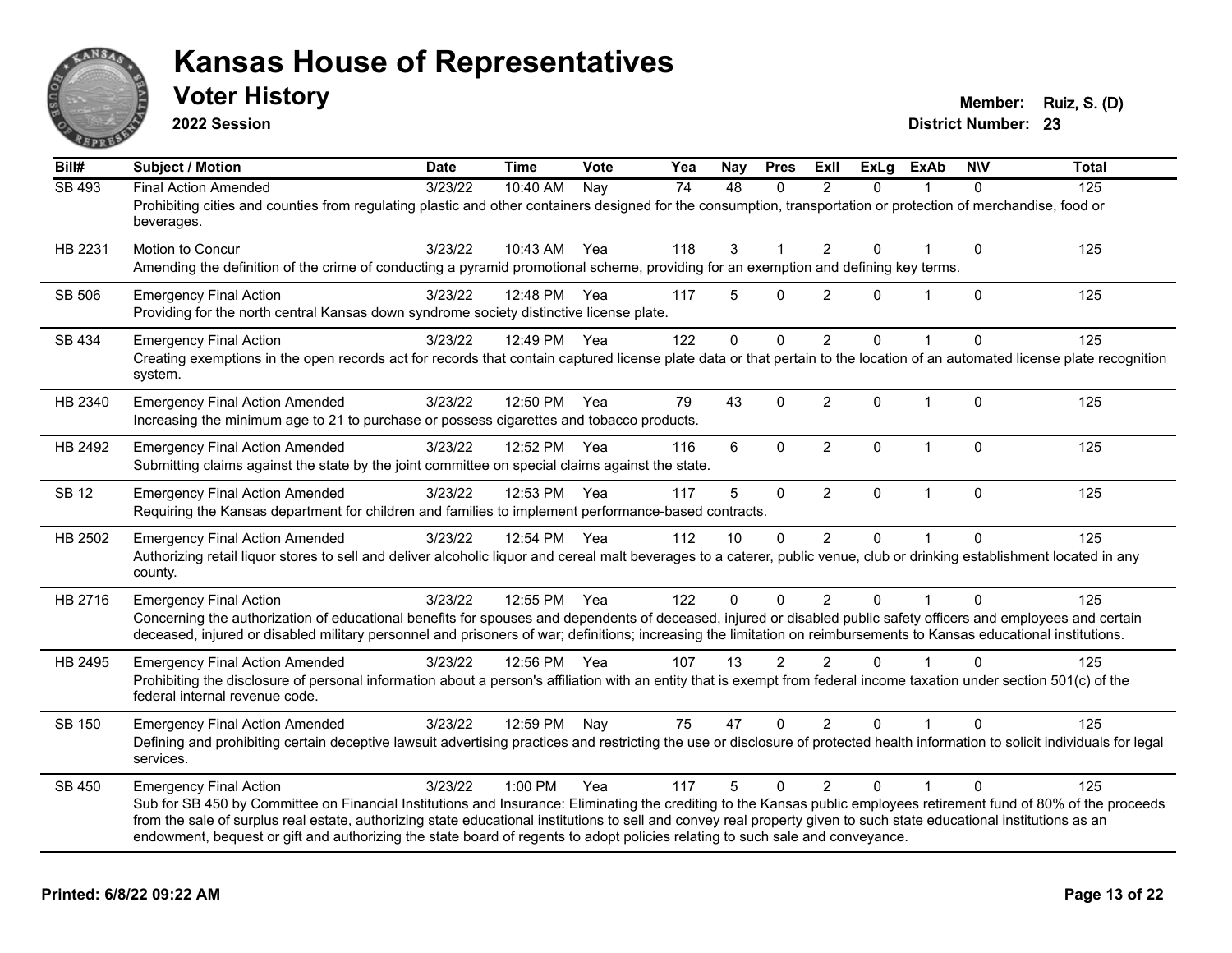# Kansas House of Representatives

## Voter History

**2022 Session**

**Member:** Ruiz, S. (D)
**District Number:** 23

| Bill# | Subject / Motion | Date | Time | Vote | Yea | Nay | Pres | ExII | ExLg | ExAb | N\V | Total |
|---|---|---|---|---|---|---|---|---|---|---|---|---|
| SB 493 | Final Action Amended | 3/23/22 | 10:40 AM | Nay | 74 | 48 | 0 | 2 | 0 | 1 | 0 | 125 |
| | Prohibiting cities and counties from regulating plastic and other containers designed for the consumption, transportation or protection of merchandise, food or beverages. | | | | | | | | | | | |
| HB 2231 | Motion to Concur | 3/23/22 | 10:43 AM | Yea | 118 | 3 | 1 | 2 | 0 | 1 | 0 | 125 |
| | Amending the definition of the crime of conducting a pyramid promotional scheme, providing for an exemption and defining key terms. | | | | | | | | | | | |
| SB 506 | Emergency Final Action | 3/23/22 | 12:48 PM | Yea | 117 | 5 | 0 | 2 | 0 | 1 | 0 | 125 |
| | Providing for the north central Kansas down syndrome society distinctive license plate. | | | | | | | | | | | |
| SB 434 | Emergency Final Action | 3/23/22 | 12:49 PM | Yea | 122 | 0 | 0 | 2 | 0 | 1 | 0 | 125 |
| | Creating exemptions in the open records act for records that contain captured license plate data or that pertain to the location of an automated license plate recognition system. | | | | | | | | | | | |
| HB 2340 | Emergency Final Action Amended | 3/23/22 | 12:50 PM | Yea | 79 | 43 | 0 | 2 | 0 | 1 | 0 | 125 |
| | Increasing the minimum age to 21 to purchase or possess cigarettes and tobacco products. | | | | | | | | | | | |
| HB 2492 | Emergency Final Action Amended | 3/23/22 | 12:52 PM | Yea | 116 | 6 | 0 | 2 | 0 | 1 | 0 | 125 |
| | Submitting claims against the state by the joint committee on special claims against the state. | | | | | | | | | | | |
| SB 12 | Emergency Final Action Amended | 3/23/22 | 12:53 PM | Yea | 117 | 5 | 0 | 2 | 0 | 1 | 0 | 125 |
| | Requiring the Kansas department for children and families to implement performance-based contracts. | | | | | | | | | | | |
| HB 2502 | Emergency Final Action Amended | 3/23/22 | 12:54 PM | Yea | 112 | 10 | 0 | 2 | 0 | 1 | 0 | 125 |
| | Authorizing retail liquor stores to sell and deliver alcoholic liquor and cereal malt beverages to a caterer, public venue, club or drinking establishment located in any county. | | | | | | | | | | | |
| HB 2716 | Emergency Final Action | 3/23/22 | 12:55 PM | Yea | 122 | 0 | 0 | 2 | 0 | 1 | 0 | 125 |
| | Concerning the authorization of educational benefits for spouses and dependents of deceased, injured or disabled public safety officers and employees and certain deceased, injured or disabled military personnel and prisoners of war; definitions; increasing the limitation on reimbursements to Kansas educational institutions. | | | | | | | | | | | |
| HB 2495 | Emergency Final Action Amended | 3/23/22 | 12:56 PM | Yea | 107 | 13 | 2 | 2 | 0 | 1 | 0 | 125 |
| | Prohibiting the disclosure of personal information about a person's affiliation with an entity that is exempt from federal income taxation under section 501(c) of the federal internal revenue code. | | | | | | | | | | | |
| SB 150 | Emergency Final Action Amended | 3/23/22 | 12:59 PM | Nay | 75 | 47 | 0 | 2 | 0 | 1 | 0 | 125 |
| | Defining and prohibiting certain deceptive lawsuit advertising practices and restricting the use or disclosure of protected health information to solicit individuals for legal services. | | | | | | | | | | | |
| SB 450 | Emergency Final Action | 3/23/22 | 1:00 PM | Yea | 117 | 5 | 0 | 2 | 0 | 1 | 0 | 125 |
| | Sub for SB 450 by Committee on Financial Institutions and Insurance: Eliminating the crediting to the Kansas public employees retirement fund of 80% of the proceeds from the sale of surplus real estate, authorizing state educational institutions to sell and convey real property given to such state educational institutions as an endowment, bequest or gift and authorizing the state board of regents to adopt policies relating to such sale and conveyance. | | | | | | | | | | | |

**Printed: 6/8/22 09:22 AM**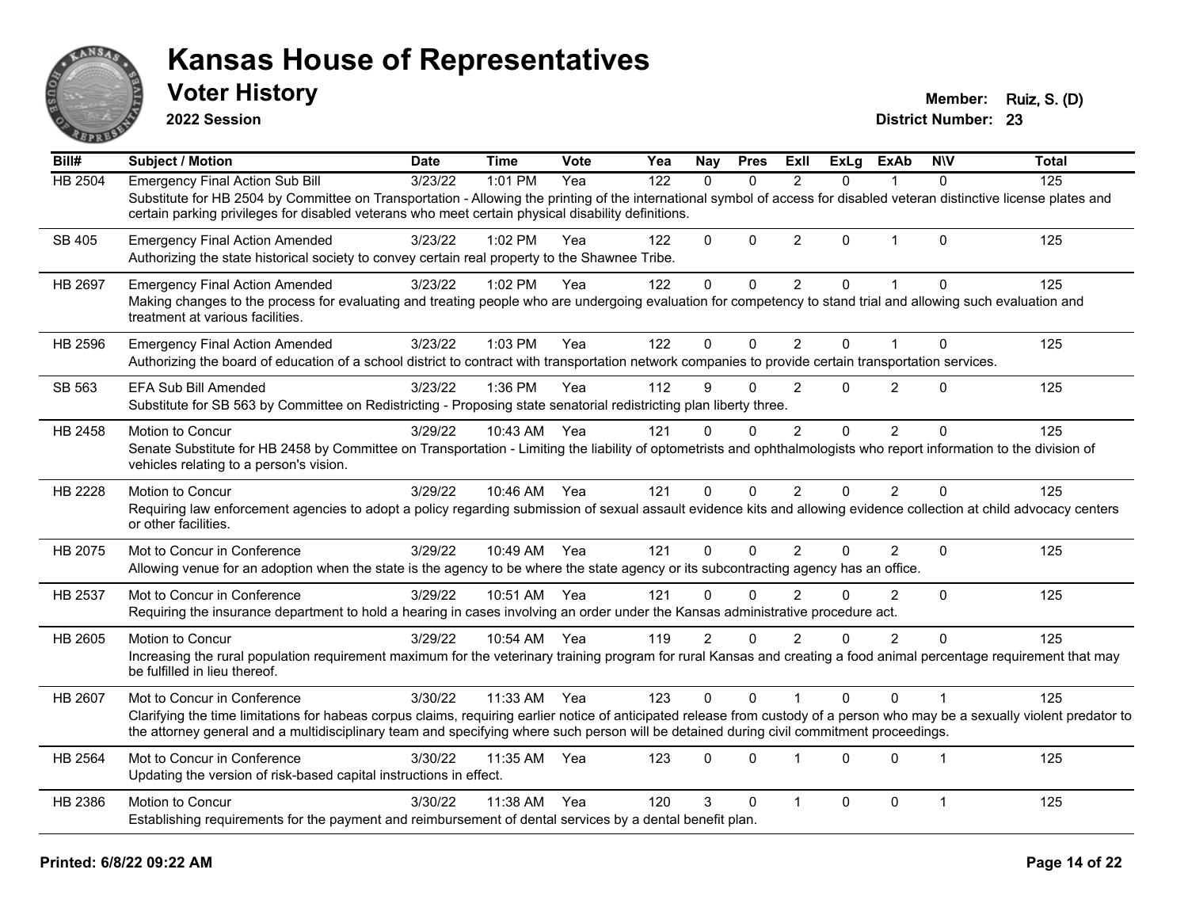# Kansas House of Representatives

## Voter History

**2022 Session**

**Member:** Ruiz, S. (D)
**District Number:** 23

| Bill# | Subject / Motion | Date | Time | Vote | Yea | Nay | Pres | ExII | ExLg | ExAb | N\V | Total |
|---|---|---|---|---|---|---|---|---|---|---|---|---|
| HB 2504 | Emergency Final Action Sub Bill | 3/23/22 | 1:01 PM | Yea | 122 | 0 | 0 | 2 | 0 | 1 | 0 | 125 |
| | Substitute for HB 2504 by Committee on Transportation - Allowing the printing of the international symbol of access for disabled veteran distinctive license plates and certain parking privileges for disabled veterans who meet certain physical disability definitions. | | | | | | | | | | | |
| SB 405 | Emergency Final Action Amended | 3/23/22 | 1:02 PM | Yea | 122 | 0 | 0 | 2 | 0 | 1 | 0 | 125 |
| | Authorizing the state historical society to convey certain real property to the Shawnee Tribe. | | | | | | | | | | | |
| HB 2697 | Emergency Final Action Amended | 3/23/22 | 1:02 PM | Yea | 122 | 0 | 0 | 2 | 0 | 1 | 0 | 125 |
| | Making changes to the process for evaluating and treating people who are undergoing evaluation for competency to stand trial and allowing such evaluation and treatment at various facilities. | | | | | | | | | | | |
| HB 2596 | Emergency Final Action Amended | 3/23/22 | 1:03 PM | Yea | 122 | 0 | 0 | 2 | 0 | 1 | 0 | 125 |
| | Authorizing the board of education of a school district to contract with transportation network companies to provide certain transportation services. | | | | | | | | | | | |
| SB 563 | EFA Sub Bill Amended | 3/23/22 | 1:36 PM | Yea | 112 | 9 | 0 | 2 | 0 | 2 | 0 | 125 |
| | Substitute for SB 563 by Committee on Redistricting - Proposing state senatorial redistricting plan liberty three. | | | | | | | | | | | |
| HB 2458 | Motion to Concur | 3/29/22 | 10:43 AM | Yea | 121 | 0 | 0 | 2 | 0 | 2 | 0 | 125 |
| | Senate Substitute for HB 2458 by Committee on Transportation - Limiting the liability of optometrists and ophthalmologists who report information to the division of vehicles relating to a person's vision. | | | | | | | | | | | |
| HB 2228 | Motion to Concur | 3/29/22 | 10:46 AM | Yea | 121 | 0 | 0 | 2 | 0 | 2 | 0 | 125 |
| | Requiring law enforcement agencies to adopt a policy regarding submission of sexual assault evidence kits and allowing evidence collection at child advocacy centers or other facilities. | | | | | | | | | | | |
| HB 2075 | Mot to Concur in Conference | 3/29/22 | 10:49 AM | Yea | 121 | 0 | 0 | 2 | 0 | 2 | 0 | 125 |
| | Allowing venue for an adoption when the state is the agency to be where the state agency or its subcontracting agency has an office. | | | | | | | | | | | |
| HB 2537 | Mot to Concur in Conference | 3/29/22 | 10:51 AM | Yea | 121 | 0 | 0 | 2 | 0 | 2 | 0 | 125 |
| | Requiring the insurance department to hold a hearing in cases involving an order under the Kansas administrative procedure act. | | | | | | | | | | | |
| HB 2605 | Motion to Concur | 3/29/22 | 10:54 AM | Yea | 119 | 2 | 0 | 2 | 0 | 2 | 0 | 125 |
| | Increasing the rural population requirement maximum for the veterinary training program for rural Kansas and creating a food animal percentage requirement that may be fulfilled in lieu thereof. | | | | | | | | | | | |
| HB 2607 | Mot to Concur in Conference | 3/30/22 | 11:33 AM | Yea | 123 | 0 | 0 | 1 | 0 | 0 | 1 | 125 |
| | Clarifying the time limitations for habeas corpus claims, requiring earlier notice of anticipated release from custody of a person who may be a sexually violent predator to the attorney general and a multidisciplinary team and specifying where such person will be detained during civil commitment proceedings. | | | | | | | | | | | |
| HB 2564 | Mot to Concur in Conference | 3/30/22 | 11:35 AM | Yea | 123 | 0 | 0 | 1 | 0 | 0 | 1 | 125 |
| | Updating the version of risk-based capital instructions in effect. | | | | | | | | | | | |
| HB 2386 | Motion to Concur | 3/30/22 | 11:38 AM | Yea | 120 | 3 | 0 | 1 | 0 | 0 | 1 | 125 |
| | Establishing requirements for the payment and reimbursement of dental services by a dental benefit plan. | | | | | | | | | | | |

**Printed: 6/8/22 09:22 AM**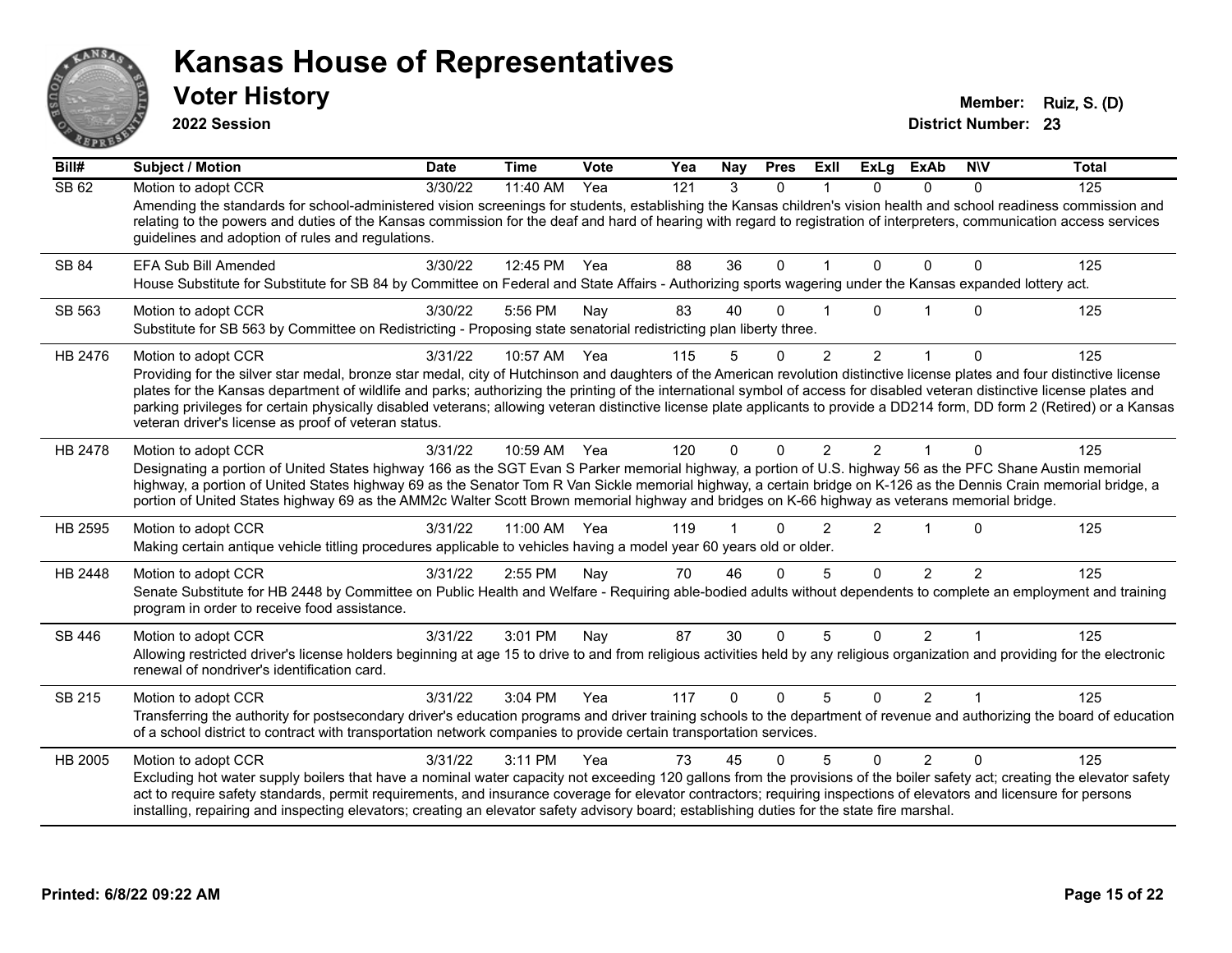# Kansas House of Representatives

## Voter History

**2022 Session**

**Member:** Ruiz, S. (D)
**District Number:** 23

| Bill# | Subject / Motion | Date | Time | Vote | Yea | Nay | Pres | ExII | ExLg | ExAb | N\V | Total |
|---|---|---|---|---|---|---|---|---|---|---|---|---|
| SB 62 | Motion to adopt CCR | 3/30/22 | 11:40 AM | Yea | 121 | 3 | 0 | 1 | 0 | 0 | 0 | 125 |
| | Amending the standards for school-administered vision screenings for students, establishing the Kansas children's vision health and school readiness commission and relating to the powers and duties of the Kansas commission for the deaf and hard of hearing with regard to registration of interpreters, communication access services guidelines and adoption of rules and regulations. | | | | | | | | | | | |
| SB 84 | EFA Sub Bill Amended | 3/30/22 | 12:45 PM | Yea | 88 | 36 | 0 | 1 | 0 | 0 | 0 | 125 |
| | House Substitute for Substitute for SB 84 by Committee on Federal and State Affairs - Authorizing sports wagering under the Kansas expanded lottery act. | | | | | | | | | | | |
| SB 563 | Motion to adopt CCR | 3/30/22 | 5:56 PM | Nay | 83 | 40 | 0 | 1 | 0 | 1 | 0 | 125 |
| | Substitute for SB 563 by Committee on Redistricting - Proposing state senatorial redistricting plan liberty three. | | | | | | | | | | | |
| HB 2476 | Motion to adopt CCR | 3/31/22 | 10:57 AM | Yea | 115 | 5 | 0 | 2 | 2 | 1 | 0 | 125 |
| | Providing for the silver star medal, bronze star medal, city of Hutchinson and daughters of the American revolution distinctive license plates and four distinctive license plates for the Kansas department of wildlife and parks; authorizing the printing of the international symbol of access for disabled veteran distinctive license plates and parking privileges for certain physically disabled veterans; allowing veteran distinctive license plate applicants to provide a DD214 form, DD form 2 (Retired) or a Kansas veteran driver's license as proof of veteran status. | | | | | | | | | | | |
| HB 2478 | Motion to adopt CCR | 3/31/22 | 10:59 AM | Yea | 120 | 0 | 0 | 2 | 2 | 1 | 0 | 125 |
| | Designating a portion of United States highway 166 as the SGT Evan S Parker memorial highway, a portion of U.S. highway 56 as the PFC Shane Austin memorial highway, a portion of United States highway 69 as the Senator Tom R Van Sickle memorial highway, a certain bridge on K-126 as the Dennis Crain memorial bridge, a portion of United States highway 69 as the AMM2c Walter Scott Brown memorial highway and bridges on K-66 highway as veterans memorial bridge. | | | | | | | | | | | |
| HB 2595 | Motion to adopt CCR | 3/31/22 | 11:00 AM | Yea | 119 | 1 | 0 | 2 | 2 | 1 | 0 | 125 |
| | Making certain antique vehicle titling procedures applicable to vehicles having a model year 60 years old or older. | | | | | | | | | | | |
| HB 2448 | Motion to adopt CCR | 3/31/22 | 2:55 PM | Nay | 70 | 46 | 0 | 5 | 0 | 2 | 2 | 125 |
| | Senate Substitute for HB 2448 by Committee on Public Health and Welfare - Requiring able-bodied adults without dependents to complete an employment and training program in order to receive food assistance. | | | | | | | | | | | |
| SB 446 | Motion to adopt CCR | 3/31/22 | 3:01 PM | Nay | 87 | 30 | 0 | 5 | 0 | 2 | 1 | 125 |
| | Allowing restricted driver's license holders beginning at age 15 to drive to and from religious activities held by any religious organization and providing for the electronic renewal of nondriver's identification card. | | | | | | | | | | | |
| SB 215 | Motion to adopt CCR | 3/31/22 | 3:04 PM | Yea | 117 | 0 | 0 | 5 | 0 | 2 | 1 | 125 |
| | Transferring the authority for postsecondary driver's education programs and driver training schools to the department of revenue and authorizing the board of education of a school district to contract with transportation network companies to provide certain transportation services. | | | | | | | | | | | |
| HB 2005 | Motion to adopt CCR | 3/31/22 | 3:11 PM | Yea | 73 | 45 | 0 | 5 | 0 | 2 | 0 | 125 |
| | Excluding hot water supply boilers that have a nominal water capacity not exceeding 120 gallons from the provisions of the boiler safety act; creating the elevator safety act to require safety standards, permit requirements, and insurance coverage for elevator contractors; requiring inspections of elevators and licensure for persons installing, repairing and inspecting elevators; creating an elevator safety advisory board; establishing duties for the state fire marshal. | | | | | | | | | | | |

**Printed: 6/8/22 09:22 AM**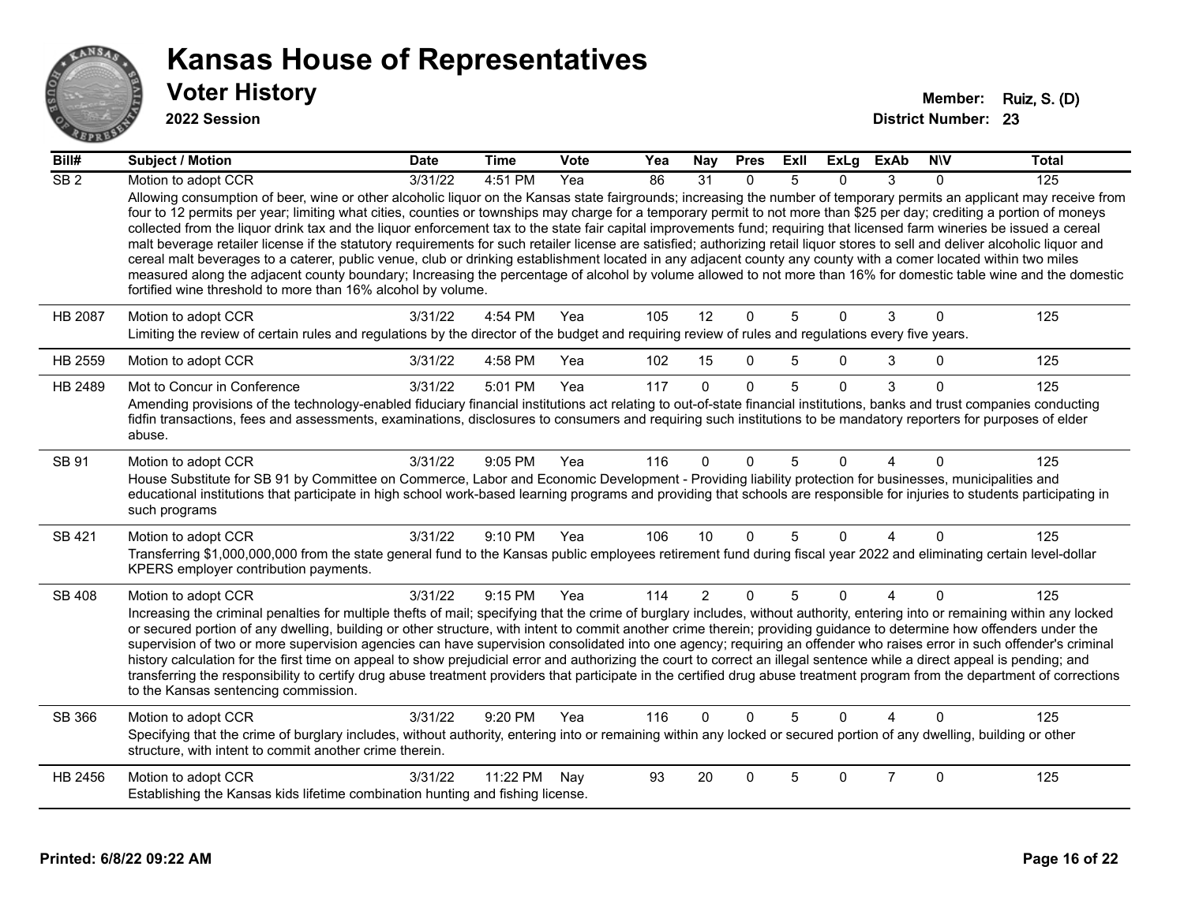# Kansas House of Representatives

## Voter History

**2022 Session**

**Member:** Ruiz, S. (D)

**District Number:** 23

| Bill# | Subject / Motion | Date | Time | Vote | Yea | Nay | Pres | ExII | ExLg | ExAb | N\V | Total |
|---|---|---|---|---|---|---|---|---|---|---|---|---|
| SB 2 | Motion to adopt CCR | 3/31/22 | 4:51 PM | Yea | 86 | 31 | 0 | 5 | 0 | 3 | 0 | 125 |
| | Allowing consumption of beer, wine or other alcoholic liquor on the Kansas state fairgrounds; increasing the number of temporary permits an applicant may receive from four to 12 permits per year; limiting what cities, counties or townships may charge for a temporary permit to not more than $25 per day; crediting a portion of moneys collected from the liquor drink tax and the liquor enforcement tax to the state fair capital improvements fund; requiring that licensed farm wineries be issued a cereal malt beverage retailer license if the statutory requirements for such retailer license are satisfied; authorizing retail liquor stores to sell and deliver alcoholic liquor and cereal malt beverages to a caterer, public venue, club or drinking establishment located in any adjacent county any county with a comer located within two miles measured along the adjacent county boundary; Increasing the percentage of alcohol by volume allowed to not more than 16% for domestic table wine and the domestic fortified wine threshold to more than 16% alcohol by volume. | | | | | | | | | | | |
| HB 2087 | Motion to adopt CCR | 3/31/22 | 4:54 PM | Yea | 105 | 12 | 0 | 5 | 0 | 3 | 0 | 125 |
| | Limiting the review of certain rules and regulations by the director of the budget and requiring review of rules and regulations every five years. | | | | | | | | | | | |
| HB 2559 | Motion to adopt CCR | 3/31/22 | 4:58 PM | Yea | 102 | 15 | 0 | 5 | 0 | 3 | 0 | 125 |
| HB 2489 | Mot to Concur in Conference | 3/31/22 | 5:01 PM | Yea | 117 | 0 | 0 | 5 | 0 | 3 | 0 | 125 |
| | Amending provisions of the technology-enabled fiduciary financial institutions act relating to out-of-state financial institutions, banks and trust companies conducting fidfin transactions, fees and assessments, examinations, disclosures to consumers and requiring such institutions to be mandatory reporters for purposes of elder abuse. | | | | | | | | | | | |
| SB 91 | Motion to adopt CCR | 3/31/22 | 9:05 PM | Yea | 116 | 0 | 0 | 5 | 0 | 4 | 0 | 125 |
| | House Substitute for SB 91 by Committee on Commerce, Labor and Economic Development - Providing liability protection for businesses, municipalities and educational institutions that participate in high school work-based learning programs and providing that schools are responsible for injuries to students participating in such programs | | | | | | | | | | | |
| SB 421 | Motion to adopt CCR | 3/31/22 | 9:10 PM | Yea | 106 | 10 | 0 | 5 | 0 | 4 | 0 | 125 |
| | Transferring $1,000,000,000 from the state general fund to the Kansas public employees retirement fund during fiscal year 2022 and eliminating certain level-dollar KPERS employer contribution payments. | | | | | | | | | | | |
| SB 408 | Motion to adopt CCR | 3/31/22 | 9:15 PM | Yea | 114 | 2 | 0 | 5 | 0 | 4 | 0 | 125 |
| | Increasing the criminal penalties for multiple thefts of mail; specifying that the crime of burglary includes, without authority, entering into or remaining within any locked or secured portion of any dwelling, building or other structure, with intent to commit another crime therein; providing guidance to determine how offenders under the supervision of two or more supervision agencies can have supervision consolidated into one agency; requiring an offender who raises error in such offender's criminal history calculation for the first time on appeal to show prejudicial error and authorizing the court to correct an illegal sentence while a direct appeal is pending; and transferring the responsibility to certify drug abuse treatment providers that participate in the certified drug abuse treatment program from the department of corrections to the Kansas sentencing commission. | | | | | | | | | | | |
| SB 366 | Motion to adopt CCR | 3/31/22 | 9:20 PM | Yea | 116 | 0 | 0 | 5 | 0 | 4 | 0 | 125 |
| | Specifying that the crime of burglary includes, without authority, entering into or remaining within any locked or secured portion of any dwelling, building or other structure, with intent to commit another crime therein. | | | | | | | | | | | |
| HB 2456 | Motion to adopt CCR | 3/31/22 | 11:22 PM | Nay | 93 | 20 | 0 | 5 | 0 | 7 | 0 | 125 |
| | Establishing the Kansas kids lifetime combination hunting and fishing license. | | | | | | | | | | | |

**Printed: 6/8/22 09:22 AM**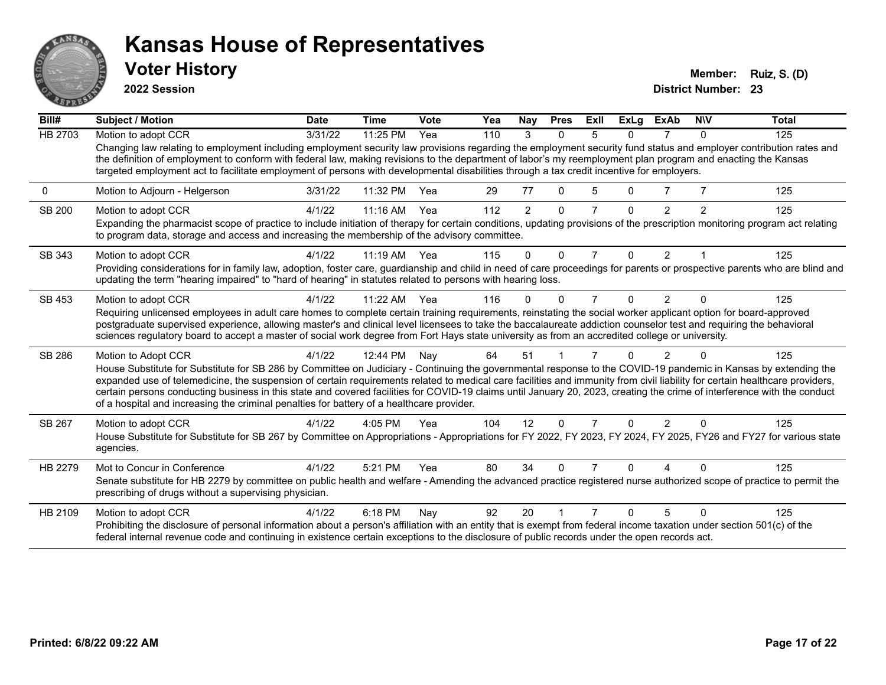# Kansas House of Representatives

## Voter History

**2022 Session**

**Member:** Ruiz, S. (D)
**District Number:** 23

| Bill# | Subject / Motion | Date | Time | Vote | Yea | Nay | Pres | ExII | ExLg | ExAb | N\V | Total |
|---|---|---|---|---|---|---|---|---|---|---|---|---|
| HB 2703 | Motion to adopt CCR | 3/31/22 | 11:25 PM | Yea | 110 | 3 | 0 | 5 | 0 | 7 | 0 | 125 |
| | Changing law relating to employment including employment security law provisions regarding the employment security fund status and employer contribution rates and the definition of employment to conform with federal law, making revisions to the department of labor's my reemployment plan program and enacting the Kansas targeted employment act to facilitate employment of persons with developmental disabilities through a tax credit incentive for employers. | | | | | | | | | | | |
| 0 | Motion to Adjourn - Helgerson | 3/31/22 | 11:32 PM | Yea | 29 | 77 | 0 | 5 | 0 | 7 | 7 | 125 |
| SB 200 | Motion to adopt CCR | 4/1/22 | 11:16 AM | Yea | 112 | 2 | 0 | 7 | 0 | 2 | 2 | 125 |
| | Expanding the pharmacist scope of practice to include initiation of therapy for certain conditions, updating provisions of the prescription monitoring program act relating to program data, storage and access and increasing the membership of the advisory committee. | | | | | | | | | | | |
| SB 343 | Motion to adopt CCR | 4/1/22 | 11:19 AM | Yea | 115 | 0 | 0 | 7 | 0 | 2 | 1 | 125 |
| | Providing considerations for in family law, adoption, foster care, guardianship and child in need of care proceedings for parents or prospective parents who are blind and updating the term "hearing impaired" to "hard of hearing" in statutes related to persons with hearing loss. | | | | | | | | | | | |
| SB 453 | Motion to adopt CCR | 4/1/22 | 11:22 AM | Yea | 116 | 0 | 0 | 7 | 0 | 2 | 0 | 125 |
| | Requiring unlicensed employees in adult care homes to complete certain training requirements, reinstating the social worker applicant option for board-approved postgraduate supervised experience, allowing master's and clinical level licensees to take the baccalaureate addiction counselor test and requiring the behavioral sciences regulatory board to accept a master of social work degree from Fort Hays state university as from an accredited college or university. | | | | | | | | | | | |
| SB 286 | Motion to Adopt CCR | 4/1/22 | 12:44 PM | Nay | 64 | 51 | 1 | 7 | 0 | 2 | 0 | 125 |
| | House Substitute for Substitute for SB 286 by Committee on Judiciary - Continuing the governmental response to the COVID-19 pandemic in Kansas by extending the expanded use of telemedicine, the suspension of certain requirements related to medical care facilities and immunity from civil liability for certain healthcare providers, certain persons conducting business in this state and covered facilities for COVID-19 claims until January 20, 2023, creating the crime of interference with the conduct of a hospital and increasing the criminal penalties for battery of a healthcare provider. | | | | | | | | | | | |
| SB 267 | Motion to adopt CCR | 4/1/22 | 4:05 PM | Yea | 104 | 12 | 0 | 7 | 0 | 2 | 0 | 125 |
| | House Substitute for Substitute for SB 267 by Committee on Appropriations - Appropriations for FY 2022, FY 2023, FY 2024, FY 2025, FY26 and FY27 for various state agencies. | | | | | | | | | | | |
| HB 2279 | Mot to Concur in Conference | 4/1/22 | 5:21 PM | Yea | 80 | 34 | 0 | 7 | 0 | 4 | 0 | 125 |
| | Senate substitute for HB 2279 by committee on public health and welfare - Amending the advanced practice registered nurse authorized scope of practice to permit the prescribing of drugs without a supervising physician. | | | | | | | | | | | |
| HB 2109 | Motion to adopt CCR | 4/1/22 | 6:18 PM | Nay | 92 | 20 | 1 | 7 | 0 | 5 | 0 | 125 |
| | Prohibiting the disclosure of personal information about a person's affiliation with an entity that is exempt from federal income taxation under section 501(c) of the federal internal revenue code and continuing in existence certain exceptions to the disclosure of public records under the open records act. | | | | | | | | | | | |

Printed: 6/8/22 09:22 AM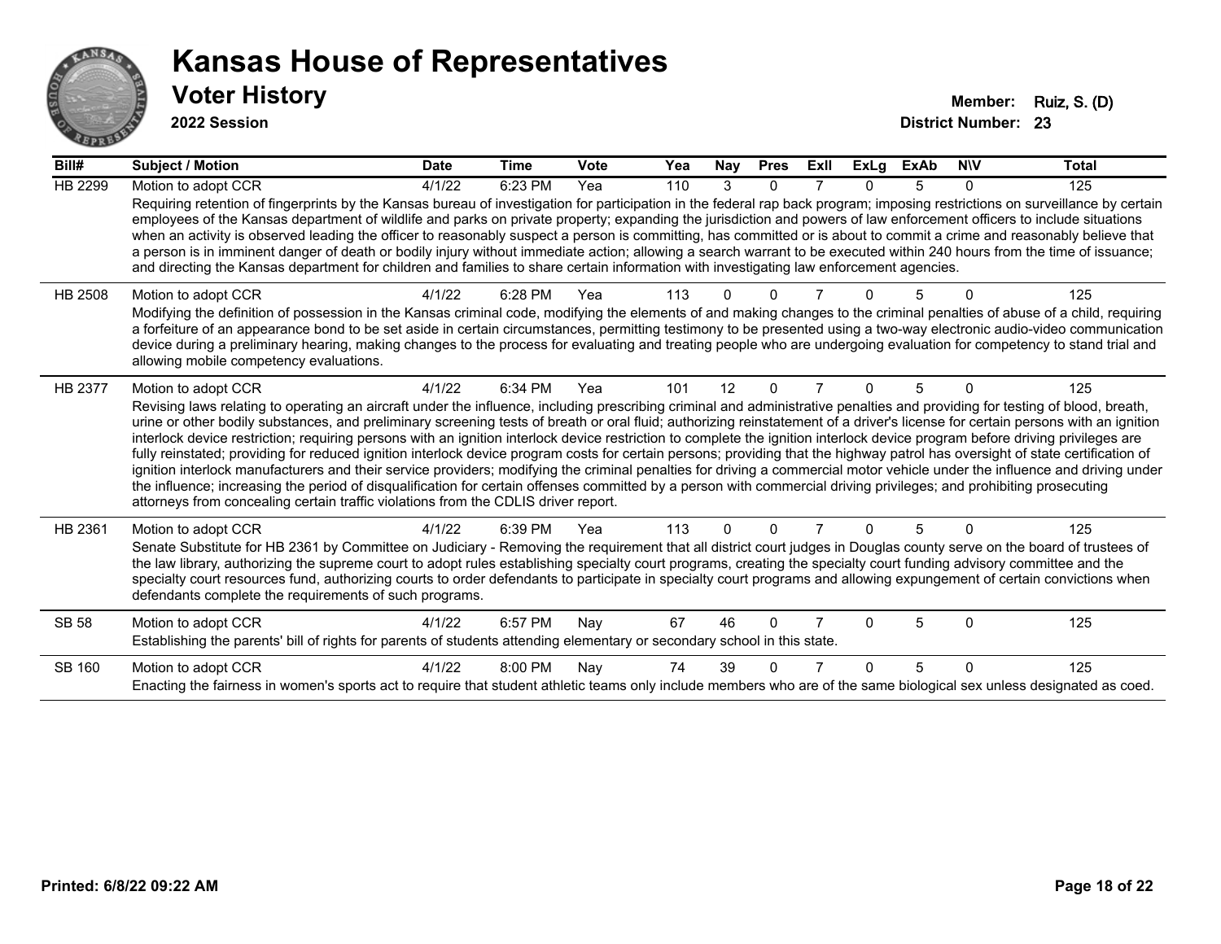# Kansas House of Representatives

## Voter History

**2022 Session**

**Member:** Ruiz, S. (D)

**District Number:** 23

| Bill# | Subject / Motion | Date | Time | Vote | Yea | Nay | Pres | ExII | ExLg | ExAb | N\V | Total |
|---|---|---|---|---|---|---|---|---|---|---|---|---|
| HB 2299 | Motion to adopt CCR | 4/1/22 | 6:23 PM | Yea | 110 | 3 | 0 | 7 | 0 | 5 | 0 | 125 |
| | Requiring retention of fingerprints by the Kansas bureau of investigation for participation in the federal rap back program; imposing restrictions on surveillance by certain employees of the Kansas department of wildlife and parks on private property; expanding the jurisdiction and powers of law enforcement officers to include situations when an activity is observed leading the officer to reasonably suspect a person is committing, has committed or is about to commit a crime and reasonably believe that a person is in imminent danger of death or bodily injury without immediate action; allowing a search warrant to be executed within 240 hours from the time of issuance; and directing the Kansas department for children and families to share certain information with investigating law enforcement agencies. | | | | | | | | | | | |
| HB 2508 | Motion to adopt CCR | 4/1/22 | 6:28 PM | Yea | 113 | 0 | 0 | 7 | 0 | 5 | 0 | 125 |
| | Modifying the definition of possession in the Kansas criminal code, modifying the elements of and making changes to the criminal penalties of abuse of a child, requiring a forfeiture of an appearance bond to be set aside in certain circumstances, permitting testimony to be presented using a two-way electronic audio-video communication device during a preliminary hearing, making changes to the process for evaluating and treating people who are undergoing evaluation for competency to stand trial and allowing mobile competency evaluations. | | | | | | | | | | | |
| HB 2377 | Motion to adopt CCR | 4/1/22 | 6:34 PM | Yea | 101 | 12 | 0 | 7 | 0 | 5 | 0 | 125 |
| | Revising laws relating to operating an aircraft under the influence, including prescribing criminal and administrative penalties and providing for testing of blood, breath, urine or other bodily substances, and preliminary screening tests of breath or oral fluid; authorizing reinstatement of a driver's license for certain persons with an ignition interlock device restriction; requiring persons with an ignition interlock device restriction to complete the ignition interlock device program before driving privileges are fully reinstated; providing for reduced ignition interlock device program costs for certain persons; providing that the highway patrol has oversight of state certification of ignition interlock manufacturers and their service providers; modifying the criminal penalties for driving a commercial motor vehicle under the influence and driving under the influence; increasing the period of disqualification for certain offenses committed by a person with commercial driving privileges; and prohibiting prosecuting attorneys from concealing certain traffic violations from the CDLIS driver report. | | | | | | | | | | | |
| HB 2361 | Motion to adopt CCR | 4/1/22 | 6:39 PM | Yea | 113 | 0 | 0 | 7 | 0 | 5 | 0 | 125 |
| | Senate Substitute for HB 2361 by Committee on Judiciary - Removing the requirement that all district court judges in Douglas county serve on the board of trustees of the law library, authorizing the supreme court to adopt rules establishing specialty court programs, creating the specialty court funding advisory committee and the specialty court resources fund, authorizing courts to order defendants to participate in specialty court programs and allowing expungement of certain convictions when defendants complete the requirements of such programs. | | | | | | | | | | | |
| SB 58 | Motion to adopt CCR | 4/1/22 | 6:57 PM | Nay | 67 | 46 | 0 | 7 | 0 | 5 | 0 | 125 |
| | Establishing the parents' bill of rights for parents of students attending elementary or secondary school in this state. | | | | | | | | | | | |
| SB 160 | Motion to adopt CCR | 4/1/22 | 8:00 PM | Nay | 74 | 39 | 0 | 7 | 0 | 5 | 0 | 125 |
| | Enacting the fairness in women's sports act to require that student athletic teams only include members who are of the same biological sex unless designated as coed. | | | | | | | | | | | |

**Printed: 6/8/22 09:22 AM**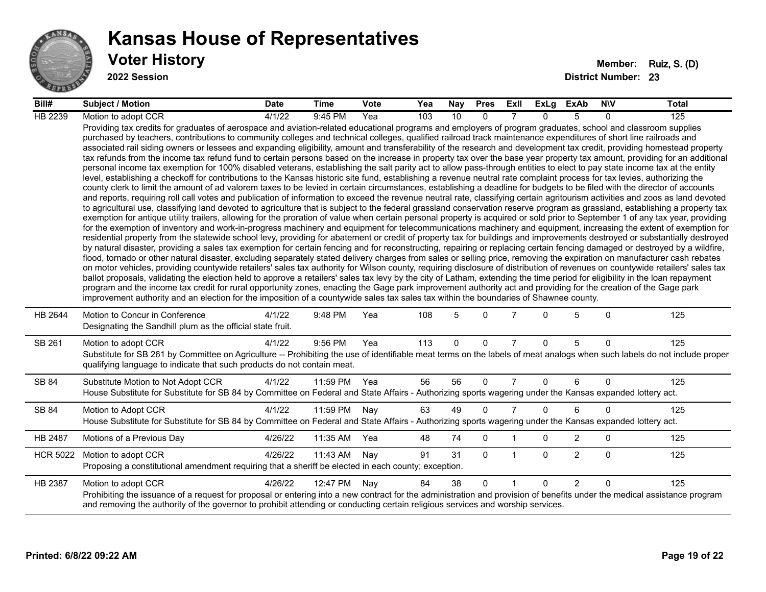# Kansas House of Representatives

## Voter History

**2022 Session**

**Member:** Ruiz, S. (D)

**District Number:** 23

| Bill# | Subject / Motion | Date | Time | Vote | Yea | Nay | Pres | ExII | ExLg | ExAb | N\V | Total |
|---|---|---|---|---|---|---|---|---|---|---|---|---|
| HB 2239 | Motion to adopt CCR | 4/1/22 | 9:45 PM | Yea | 103 | 10 | 0 | 7 | 0 | 5 | 0 | 125 |
| | Providing tax credits for graduates of aerospace and aviation-related educational programs and employers of program graduates, school and classroom supplies purchased by teachers, contributions to community colleges and technical colleges, qualified railroad track maintenance expenditures of short line railroads and associated rail siding owners or lessees and expanding eligibility, amount and transferability of the research and development tax credit, providing homestead property tax refunds from the income tax refund fund to certain persons based on the increase in property tax over the base year property tax amount, providing for an additional personal income tax exemption for 100% disabled veterans, establishing the salt parity act to allow pass-through entities to elect to pay state income tax at the entity level, establishing a checkoff for contributions to the Kansas historic site fund, establishing a revenue neutral rate complaint process for tax levies, authorizing the county clerk to limit the amount of ad valorem taxes to be levied in certain circumstances, establishing a deadline for budgets to be filed with the director of accounts and reports, requiring roll call votes and publication of information to exceed the revenue neutral rate, classifying certain agritourism activities and zoos as land devoted to agricultural use, classifying land devoted to agriculture that is subject to the federal grassland conservation reserve program as grassland, establishing a property tax exemption for antique utility trailers, allowing for the proration of value when certain personal property is acquired or sold prior to September 1 of any tax year, providing for the exemption of inventory and work-in-progress machinery and equipment for telecommunications machinery and equipment, increasing the extent of exemption for residential property from the statewide school levy, providing for abatement or credit of property tax for buildings and improvements destroyed or substantially destroyed by natural disaster, providing a sales tax exemption for certain fencing and for reconstructing, repairing or replacing certain fencing damaged or destroyed by a wildfire, flood, tornado or other natural disaster, excluding separately stated delivery charges from sales or selling price, removing the expiration on manufacturer cash rebates on motor vehicles, providing countywide retailers' sales tax authority for Wilson county, requiring disclosure of distribution of revenues on countywide retailers' sales tax ballot proposals, validating the election held to approve a retailers' sales tax levy by the city of Latham, extending the time period for eligibility in the loan repayment program and the income tax credit for rural opportunity zones, enacting the Gage park improvement authority act and providing for the creation of the Gage park improvement authority and an election for the imposition of a countywide sales tax sales tax within the boundaries of Shawnee county. | | | | | | | | | | | |
| HB 2644 | Motion to Concur in Conference | 4/1/22 | 9:48 PM | Yea | 108 | 5 | 0 | 7 | 0 | 5 | 0 | 125 |
| | Designating the Sandhill plum as the official state fruit. | | | | | | | | | | | |
| SB 261 | Motion to adopt CCR | 4/1/22 | 9:56 PM | Yea | 113 | 0 | 0 | 7 | 0 | 5 | 0 | 125 |
| | Substitute for SB 261 by Committee on Agriculture -- Prohibiting the use of identifiable meat terms on the labels of meat analogs when such labels do not include proper qualifying language to indicate that such products do not contain meat. | | | | | | | | | | | |
| SB 84 | Substitute Motion to Not Adopt CCR | 4/1/22 | 11:59 PM | Yea | 56 | 56 | 0 | 7 | 0 | 6 | 0 | 125 |
| | House Substitute for Substitute for SB 84 by Committee on Federal and State Affairs - Authorizing sports wagering under the Kansas expanded lottery act. | | | | | | | | | | | |
| SB 84 | Motion to Adopt CCR | 4/1/22 | 11:59 PM | Nay | 63 | 49 | 0 | 7 | 0 | 6 | 0 | 125 |
| | House Substitute for Substitute for SB 84 by Committee on Federal and State Affairs - Authorizing sports wagering under the Kansas expanded lottery act. | | | | | | | | | | | |
| HB 2487 | Motions of a Previous Day | 4/26/22 | 11:35 AM | Yea | 48 | 74 | 0 | 1 | 0 | 2 | 0 | 125 |
| HCR 5022 | Motion to adopt CCR | 4/26/22 | 11:43 AM | Nay | 91 | 31 | 0 | 1 | 0 | 2 | 0 | 125 |
| | Proposing a constitutional amendment requiring that a sheriff be elected in each county; exception. | | | | | | | | | | | |
| HB 2387 | Motion to adopt CCR | 4/26/22 | 12:47 PM | Nay | 84 | 38 | 0 | 1 | 0 | 2 | 0 | 125 |
| | Prohibiting the issuance of a request for proposal or entering into a new contract for the administration and provision of benefits under the medical assistance program and removing the authority of the governor to prohibit attending or conducting certain religious services and worship services. | | | | | | | | | | | |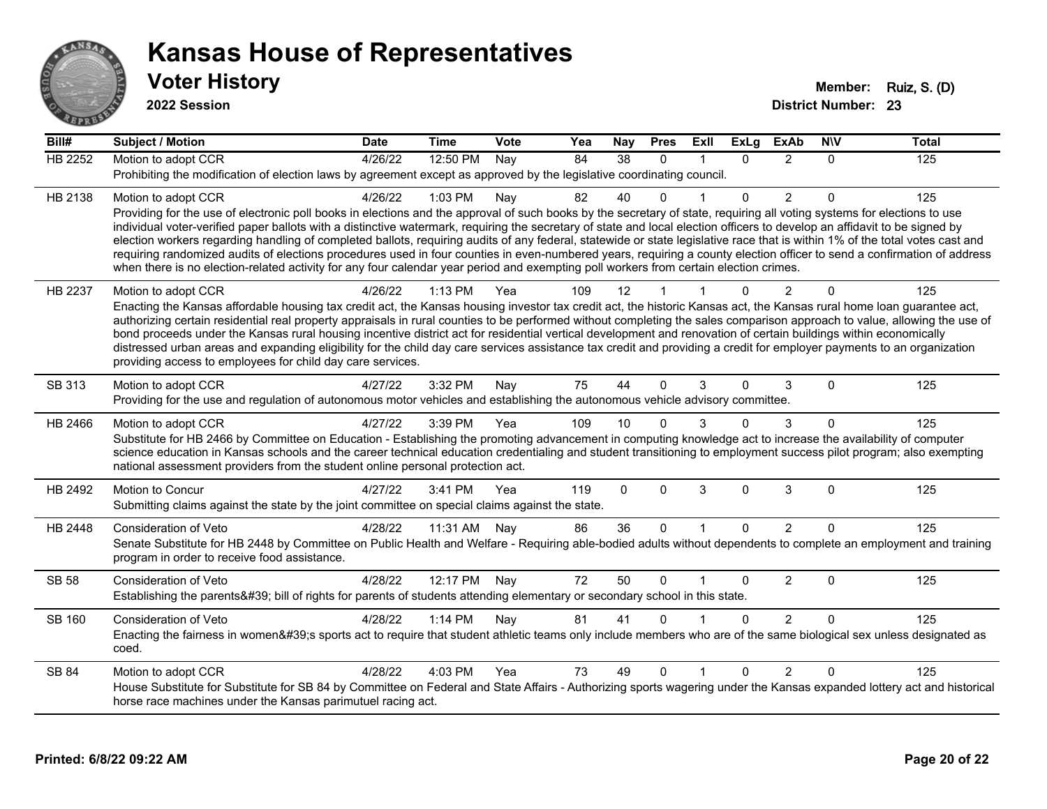# Kansas House of Representatives

## Voter History

**2022 Session**

**Member:** Ruiz, S. (D)
**District Number:** 23

| Bill# | Subject / Motion | Date | Time | Vote | Yea | Nay | Pres | ExII | ExLg | ExAb | N\V | Total |
|---|---|---|---|---|---|---|---|---|---|---|---|---|
| HB 2252 | Motion to adopt CCR | 4/26/22 | 12:50 PM | Nay | 84 | 38 | 0 | 1 | 0 | 2 | 0 | 125 |
| | Prohibiting the modification of election laws by agreement except as approved by the legislative coordinating council. | | | | | | | | | | | |
| HB 2138 | Motion to adopt CCR | 4/26/22 | 1:03 PM | Nay | 82 | 40 | 0 | 1 | 0 | 2 | 0 | 125 |
| | Providing for the use of electronic poll books in elections and the approval of such books by the secretary of state, requiring all voting systems for elections to use individual voter-verified paper ballots with a distinctive watermark, requiring the secretary of state and local election officers to develop an affidavit to be signed by election workers regarding handling of completed ballots, requiring audits of any federal, statewide or state legislative race that is within 1% of the total votes cast and requiring randomized audits of elections procedures used in four counties in even-numbered years, requiring a county election officer to send a confirmation of address when there is no election-related activity for any four calendar year period and exempting poll workers from certain election crimes. | | | | | | | | | | | |
| HB 2237 | Motion to adopt CCR | 4/26/22 | 1:13 PM | Yea | 109 | 12 | 1 | 1 | 0 | 2 | 0 | 125 |
| | Enacting the Kansas affordable housing tax credit act, the Kansas housing investor tax credit act, the historic Kansas act, the Kansas rural home loan guarantee act, authorizing certain residential real property appraisals in rural counties to be performed without completing the sales comparison approach to value, allowing the use of bond proceeds under the Kansas rural housing incentive district act for residential vertical development and renovation of certain buildings within economically distressed urban areas and expanding eligibility for the child day care services assistance tax credit and providing a credit for employer payments to an organization providing access to employees for child day care services. | | | | | | | | | | | |
| SB 313 | Motion to adopt CCR | 4/27/22 | 3:32 PM | Nay | 75 | 44 | 0 | 3 | 0 | 3 | 0 | 125 |
| | Providing for the use and regulation of autonomous motor vehicles and establishing the autonomous vehicle advisory committee. | | | | | | | | | | | |
| HB 2466 | Motion to adopt CCR | 4/27/22 | 3:39 PM | Yea | 109 | 10 | 0 | 3 | 0 | 3 | 0 | 125 |
| | Substitute for HB 2466 by Committee on Education - Establishing the promoting advancement in computing knowledge act to increase the availability of computer science education in Kansas schools and the career technical education credentialing and student transitioning to employment success pilot program; also exempting national assessment providers from the student online personal protection act. | | | | | | | | | | | |
| HB 2492 | Motion to Concur | 4/27/22 | 3:41 PM | Yea | 119 | 0 | 0 | 3 | 0 | 3 | 0 | 125 |
| | Submitting claims against the state by the joint committee on special claims against the state. | | | | | | | | | | | |
| HB 2448 | Consideration of Veto | 4/28/22 | 11:31 AM | Nay | 86 | 36 | 0 | 1 | 0 | 2 | 0 | 125 |
| | Senate Substitute for HB 2448 by Committee on Public Health and Welfare - Requiring able-bodied adults without dependents to complete an employment and training program in order to receive food assistance. | | | | | | | | | | | |
| SB 58 | Consideration of Veto | 4/28/22 | 12:17 PM | Nay | 72 | 50 | 0 | 1 | 0 | 2 | 0 | 125 |
| | Establishing the parents&#39; bill of rights for parents of students attending elementary or secondary school in this state. | | | | | | | | | | | |
| SB 160 | Consideration of Veto | 4/28/22 | 1:14 PM | Nay | 81 | 41 | 0 | 1 | 0 | 2 | 0 | 125 |
| | Enacting the fairness in women&#39;s sports act to require that student athletic teams only include members who are of the same biological sex unless designated as coed. | | | | | | | | | | | |
| SB 84 | Motion to adopt CCR | 4/28/22 | 4:03 PM | Yea | 73 | 49 | 0 | 1 | 0 | 2 | 0 | 125 |
| | House Substitute for Substitute for SB 84 by Committee on Federal and State Affairs - Authorizing sports wagering under the Kansas expanded lottery act and historical horse race machines under the Kansas parimutuel racing act. | | | | | | | | | | | |

**Printed: 6/8/22 09:22 AM**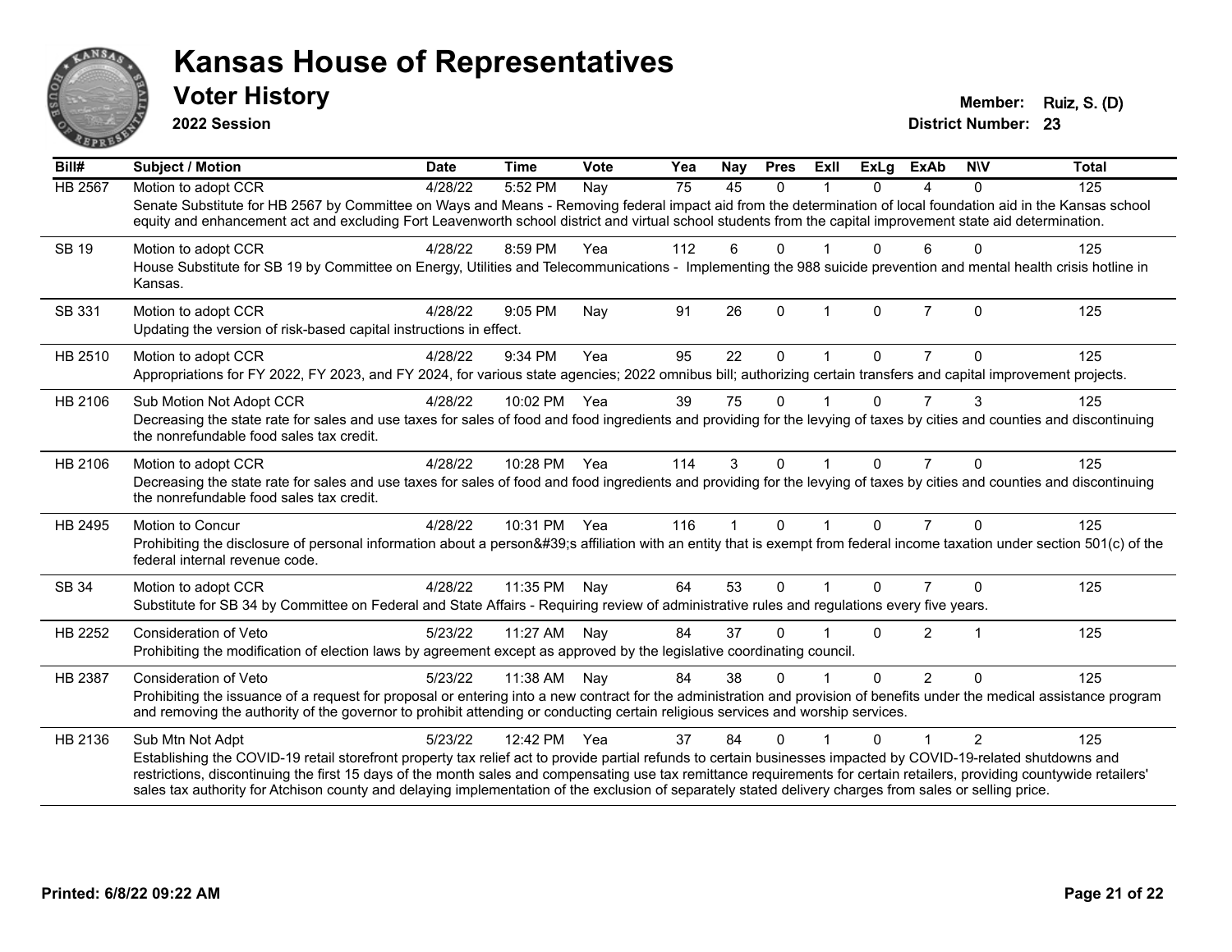# Kansas House of Representatives

## Voter History

**2022 Session**

**Member:** Ruiz, S. (D)

**District Number:** 23

| Bill# | Subject / Motion | Date | Time | Vote | Yea | Nay | Pres | ExII | ExLg | ExAb | N\V | Total |
|---|---|---|---|---|---|---|---|---|---|---|---|---|
| HB 2567 | Motion to adopt CCR | 4/28/22 | 5:52 PM | Nay | 75 | 45 | 0 | 1 | 0 | 4 | 0 | 125 |
| | Senate Substitute for HB 2567 by Committee on Ways and Means - Removing federal impact aid from the determination of local foundation aid in the Kansas school equity and enhancement act and excluding Fort Leavenworth school district and virtual school students from the capital improvement state aid determination. | | | | | | | | | | | |
| SB 19 | Motion to adopt CCR | 4/28/22 | 8:59 PM | Yea | 112 | 6 | 0 | 1 | 0 | 6 | 0 | 125 |
| | House Substitute for SB 19 by Committee on Energy, Utilities and Telecommunications - Implementing the 988 suicide prevention and mental health crisis hotline in Kansas. | | | | | | | | | | | |
| SB 331 | Motion to adopt CCR | 4/28/22 | 9:05 PM | Nay | 91 | 26 | 0 | 1 | 0 | 7 | 0 | 125 |
| | Updating the version of risk-based capital instructions in effect. | | | | | | | | | | | |
| HB 2510 | Motion to adopt CCR | 4/28/22 | 9:34 PM | Yea | 95 | 22 | 0 | 1 | 0 | 7 | 0 | 125 |
| | Appropriations for FY 2022, FY 2023, and FY 2024, for various state agencies; 2022 omnibus bill; authorizing certain transfers and capital improvement projects. | | | | | | | | | | | |
| HB 2106 | Sub Motion Not Adopt CCR | 4/28/22 | 10:02 PM | Yea | 39 | 75 | 0 | 1 | 0 | 7 | 3 | 125 |
| | Decreasing the state rate for sales and use taxes for sales of food and food ingredients and providing for the levying of taxes by cities and counties and discontinuing the nonrefundable food sales tax credit. | | | | | | | | | | | |
| HB 2106 | Motion to adopt CCR | 4/28/22 | 10:28 PM | Yea | 114 | 3 | 0 | 1 | 0 | 7 | 0 | 125 |
| | Decreasing the state rate for sales and use taxes for sales of food and food ingredients and providing for the levying of taxes by cities and counties and discontinuing the nonrefundable food sales tax credit. | | | | | | | | | | | |
| HB 2495 | Motion to Concur | 4/28/22 | 10:31 PM | Yea | 116 | 1 | 0 | 1 | 0 | 7 | 0 | 125 |
| | Prohibiting the disclosure of personal information about a person&#39;s affiliation with an entity that is exempt from federal income taxation under section 501(c) of the federal internal revenue code. | | | | | | | | | | | |
| SB 34 | Motion to adopt CCR | 4/28/22 | 11:35 PM | Nay | 64 | 53 | 0 | 1 | 0 | 7 | 0 | 125 |
| | Substitute for SB 34 by Committee on Federal and State Affairs - Requiring review of administrative rules and regulations every five years. | | | | | | | | | | | |
| HB 2252 | Consideration of Veto | 5/23/22 | 11:27 AM | Nay | 84 | 37 | 0 | 1 | 0 | 2 | 1 | 125 |
| | Prohibiting the modification of election laws by agreement except as approved by the legislative coordinating council. | | | | | | | | | | | |
| HB 2387 | Consideration of Veto | 5/23/22 | 11:38 AM | Nay | 84 | 38 | 0 | 1 | 0 | 2 | 0 | 125 |
| | Prohibiting the issuance of a request for proposal or entering into a new contract for the administration and provision of benefits under the medical assistance program and removing the authority of the governor to prohibit attending or conducting certain religious services and worship services. | | | | | | | | | | | |
| HB 2136 | Sub Mtn Not Adpt | 5/23/22 | 12:42 PM | Yea | 37 | 84 | 0 | 1 | 0 | 1 | 2 | 125 |
| | Establishing the COVID-19 retail storefront property tax relief act to provide partial refunds to certain businesses impacted by COVID-19-related shutdowns and restrictions, discontinuing the first 15 days of the month sales and compensating use tax remittance requirements for certain retailers, providing countywide retailers' sales tax authority for Atchison county and delaying implementation of the exclusion of separately stated delivery charges from sales or selling price. | | | | | | | | | | | |

**Printed: 6/8/22 09:22 AM**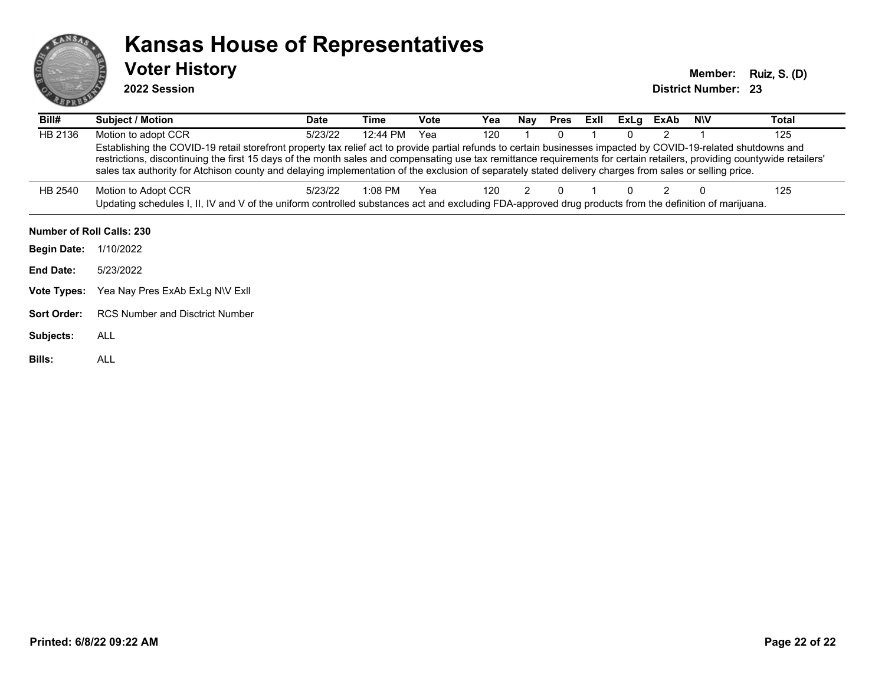# Kansas House of Representatives

## Voter History

**2022 Session**

**Member:** Ruiz, S. (D)
**District Number:** 23

| Bill# | Subject / Motion | Date | Time | Vote | Yea | Nay | Pres | ExII | ExLg | ExAb | N\V | Total |
|---|---|---|---|---|---|---|---|---|---|---|---|---|
| HB 2136 | Motion to adopt CCR | 5/23/22 | 12:44 PM | Yea | 120 | 1 | 0 | 1 | 0 | 2 | 1 | 125 |
| | Establishing the COVID-19 retail storefront property tax relief act to provide partial refunds to certain businesses impacted by COVID-19-related shutdowns and restrictions, discontinuing the first 15 days of the month sales and compensating use tax remittance requirements for certain retailers, providing countywide retailers' sales tax authority for Atchison county and delaying implementation of the exclusion of separately stated delivery charges from sales or selling price. | | | | | | | | | | | |
| HB 2540 | Motion to Adopt CCR | 5/23/22 | 1:08 PM | Yea | 120 | 2 | 0 | 1 | 0 | 2 | 0 | 125 |
| | Updating schedules I, II, IV and V of the uniform controlled substances act and excluding FDA-approved drug products from the definition of marijuana. | | | | | | | | | | | |

**Number of Roll Calls: 230**

**Begin Date:** 1/10/2022

**End Date:** 5/23/2022

**Vote Types:** Yea Nay Pres ExAb ExLg N\V ExII

**Sort Order:** RCS Number and Disctrict Number

**Subjects:** ALL

**Bills:** ALL

**Printed: 6/8/22 09:22 AM**